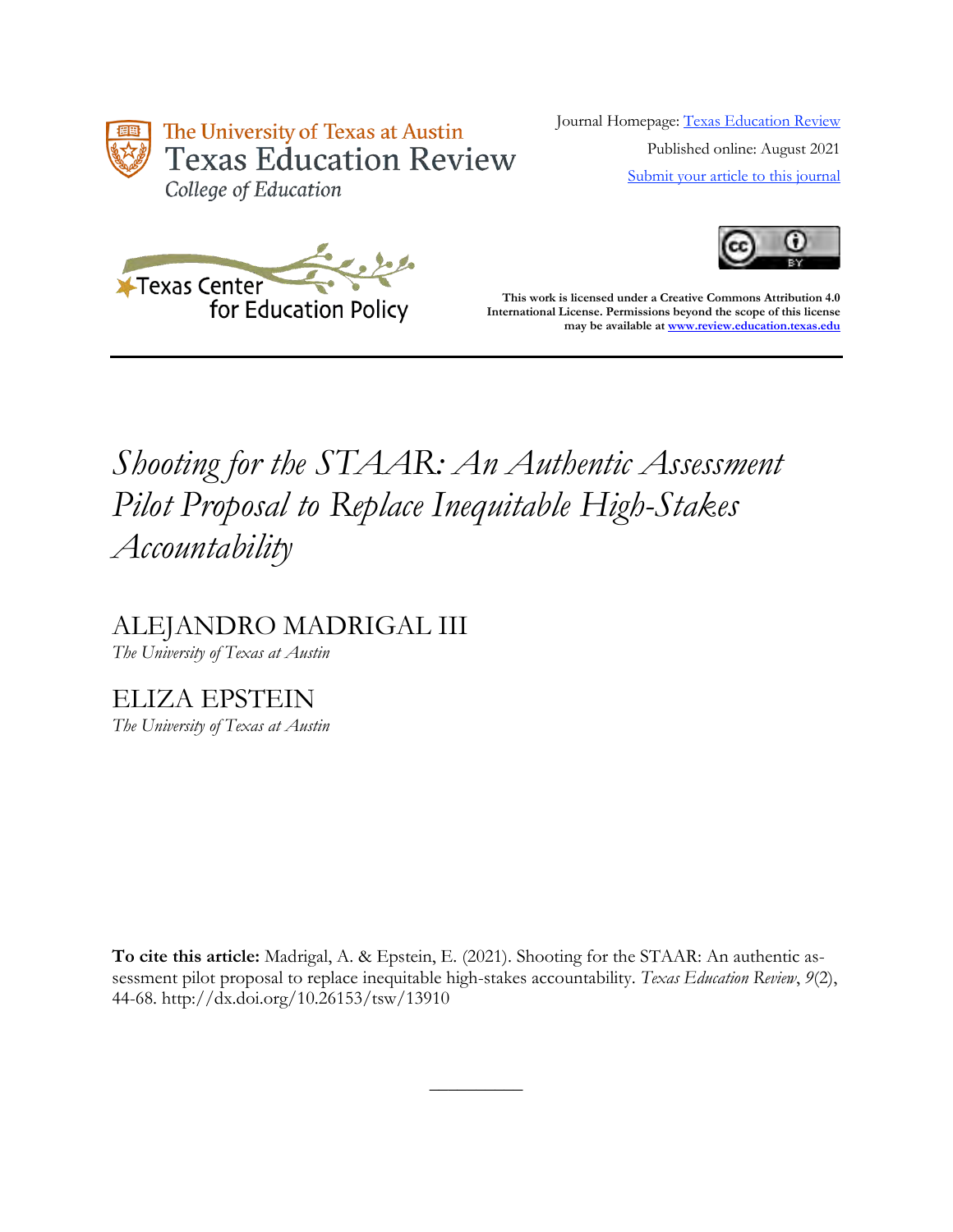The University of Texas at Austin
Texas Education Review
College of Education

Journal Homepage: [Texas Education Review](#)

Published online: August 2021

[Submit your article to this journal](#)

Texas Center for Education Policy

**This work is licensed under a Creative Commons Attribution 4.0 International License. Permissions beyond the scope of this license may be available at [www.review.education.texas.edu](http://www.review.education.texas.edu)**

---

# *Shooting for the STAAR: An Authentic Assessment Pilot Proposal to Replace Inequitable High-Stakes Accountability*

ALEJANDRO MADRIGAL III
*The University of Texas at Austin*

ELIZA EPSTEIN
*The University of Texas at Austin*

**To cite this article:** Madrigal, A. & Epstein, E. (2021). Shooting for the STAAR: An authentic assessment pilot proposal to replace inequitable high-stakes accountability. *Texas Education Review*, *9*(2), 44-68. http://dx.doi.org/10.26153/tsw/13910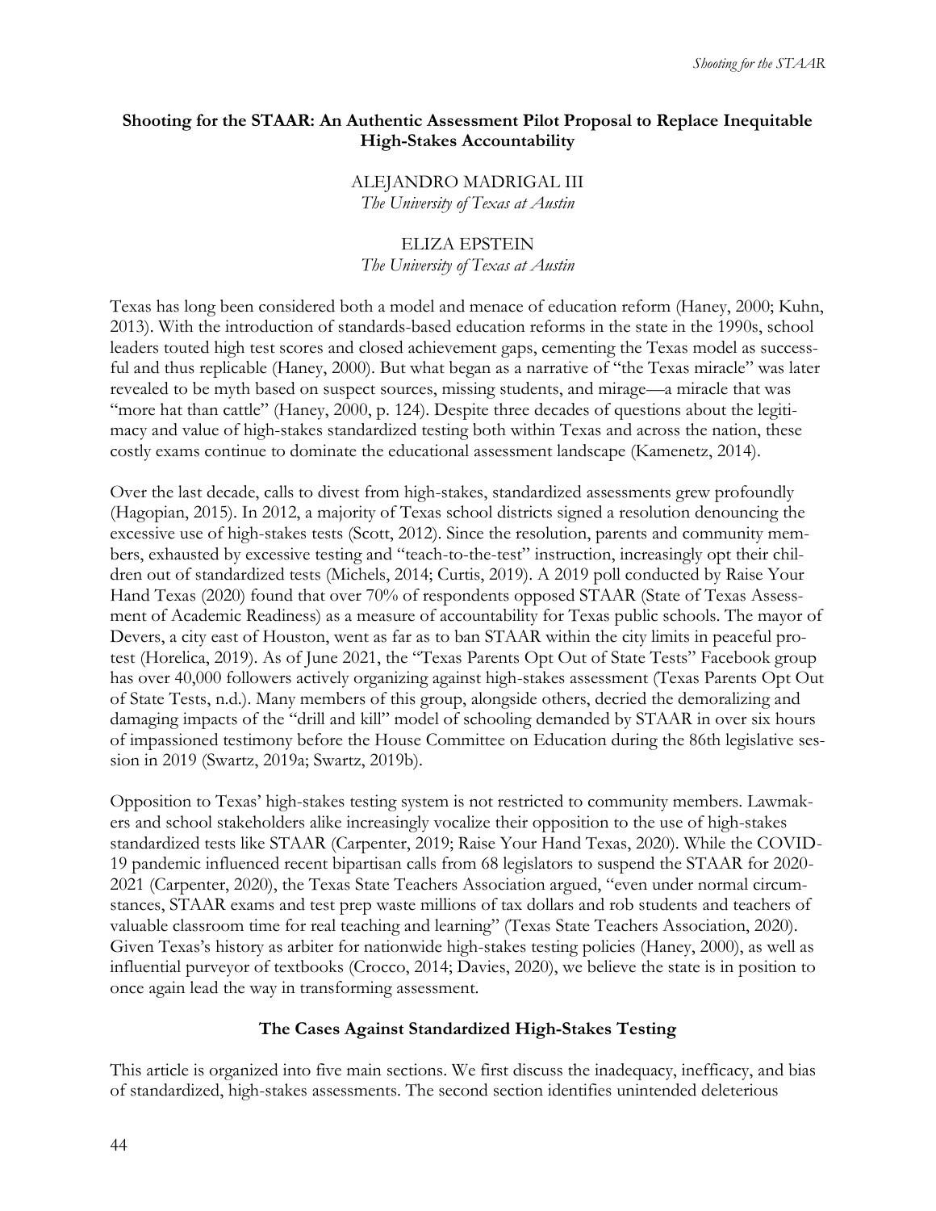**Shooting for the STAAR: An Authentic Assessment Pilot Proposal to Replace Inequitable High-Stakes Accountability**

ALEJANDRO MADRIGAL III
*The University of Texas at Austin*

ELIZA EPSTEIN
*The University of Texas at Austin*

Texas has long been considered both a model and menace of education reform (Haney, 2000; Kuhn, 2013). With the introduction of standards-based education reforms in the state in the 1990s, school leaders touted high test scores and closed achievement gaps, cementing the Texas model as successful and thus replicable (Haney, 2000). But what began as a narrative of "the Texas miracle" was later revealed to be myth based on suspect sources, missing students, and mirage—a miracle that was "more hat than cattle" (Haney, 2000, p. 124). Despite three decades of questions about the legitimacy and value of high-stakes standardized testing both within Texas and across the nation, these costly exams continue to dominate the educational assessment landscape (Kamenetz, 2014).

Over the last decade, calls to divest from high-stakes, standardized assessments grew profoundly (Hagopian, 2015). In 2012, a majority of Texas school districts signed a resolution denouncing the excessive use of high-stakes tests (Scott, 2012). Since the resolution, parents and community members, exhausted by excessive testing and "teach-to-the-test" instruction, increasingly opt their children out of standardized tests (Michels, 2014; Curtis, 2019). A 2019 poll conducted by Raise Your Hand Texas (2020) found that over 70% of respondents opposed STAAR (State of Texas Assessment of Academic Readiness) as a measure of accountability for Texas public schools. The mayor of Devers, a city east of Houston, went as far as to ban STAAR within the city limits in peaceful protest (Horelica, 2019). As of June 2021, the "Texas Parents Opt Out of State Tests" Facebook group has over 40,000 followers actively organizing against high-stakes assessment (Texas Parents Opt Out of State Tests, n.d.). Many members of this group, alongside others, decried the demoralizing and damaging impacts of the "drill and kill" model of schooling demanded by STAAR in over six hours of impassioned testimony before the House Committee on Education during the 86th legislative session in 2019 (Swartz, 2019a; Swartz, 2019b).

Opposition to Texas' high-stakes testing system is not restricted to community members. Lawmakers and school stakeholders alike increasingly vocalize their opposition to the use of high-stakes standardized tests like STAAR (Carpenter, 2019; Raise Your Hand Texas, 2020). While the COVID-19 pandemic influenced recent bipartisan calls from 68 legislators to suspend the STAAR for 2020-2021 (Carpenter, 2020), the Texas State Teachers Association argued, "even under normal circumstances, STAAR exams and test prep waste millions of tax dollars and rob students and teachers of valuable classroom time for real teaching and learning" (Texas State Teachers Association, 2020). Given Texas's history as arbiter for nationwide high-stakes testing policies (Haney, 2000), as well as influential purveyor of textbooks (Crocco, 2014; Davies, 2020), we believe the state is in position to once again lead the way in transforming assessment.

## The Cases Against Standardized High-Stakes Testing

This article is organized into five main sections. We first discuss the inadequacy, inefficacy, and bias of standardized, high-stakes assessments. The second section identifies unintended deleterious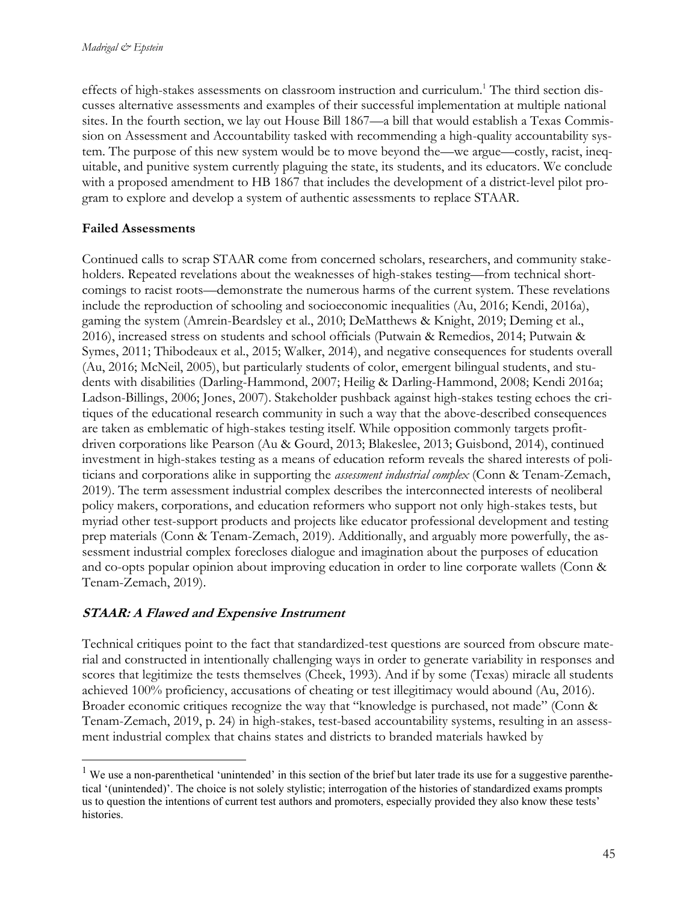effects of high-stakes assessments on classroom instruction and curriculum.[1] The third section discusses alternative assessments and examples of their successful implementation at multiple national sites. In the fourth section, we lay out House Bill 1867—a bill that would establish a Texas Commission on Assessment and Accountability tasked with recommending a high-quality accountability system. The purpose of this new system would be to move beyond the—we argue—costly, racist, inequitable, and punitive system currently plaguing the state, its students, and its educators. We conclude with a proposed amendment to HB 1867 that includes the development of a district-level pilot program to explore and develop a system of authentic assessments to replace STAAR.

## Failed Assessments

Continued calls to scrap STAAR come from concerned scholars, researchers, and community stakeholders. Repeated revelations about the weaknesses of high-stakes testing—from technical shortcomings to racist roots—demonstrate the numerous harms of the current system. These revelations include the reproduction of schooling and socioeconomic inequalities (Au, 2016; Kendi, 2016a), gaming the system (Amrein-Beardsley et al., 2010; DeMatthews & Knight, 2019; Deming et al., 2016), increased stress on students and school officials (Putwain & Remedios, 2014; Putwain & Symes, 2011; Thibodeaux et al., 2015; Walker, 2014), and negative consequences for students overall (Au, 2016; McNeil, 2005), but particularly students of color, emergent bilingual students, and students with disabilities (Darling-Hammond, 2007; Heilig & Darling-Hammond, 2008; Kendi 2016a; Ladson-Billings, 2006; Jones, 2007). Stakeholder pushback against high-stakes testing echoes the critiques of the educational research community in such a way that the above-described consequences are taken as emblematic of high-stakes testing itself. While opposition commonly targets profit-driven corporations like Pearson (Au & Gourd, 2013; Blakeslee, 2013; Guisbond, 2014), continued investment in high-stakes testing as a means of education reform reveals the shared interests of politicians and corporations alike in supporting the *assessment industrial complex* (Conn & Tenam-Zemach, 2019). The term assessment industrial complex describes the interconnected interests of neoliberal policy makers, corporations, and education reformers who support not only high-stakes tests, but myriad other test-support products and projects like educator professional development and testing prep materials (Conn & Tenam-Zemach, 2019). Additionally, and arguably more powerfully, the assessment industrial complex forecloses dialogue and imagination about the purposes of education and co-opts popular opinion about improving education in order to line corporate wallets (Conn & Tenam-Zemach, 2019).

### *STAAR: A Flawed and Expensive Instrument*

Technical critiques point to the fact that standardized-test questions are sourced from obscure material and constructed in intentionally challenging ways in order to generate variability in responses and scores that legitimize the tests themselves (Cheek, 1993). And if by some (Texas) miracle all students achieved 100% proficiency, accusations of cheating or test illegitimacy would abound (Au, 2016). Broader economic critiques recognize the way that "knowledge is purchased, not made" (Conn & Tenam-Zemach, 2019, p. 24) in high-stakes, test-based accountability systems, resulting in an assessment industrial complex that chains states and districts to branded materials hawked by

[1] We use a non-parenthetical 'unintended' in this section of the brief but later trade its use for a suggestive parenthetical '(unintended)'. The choice is not solely stylistic; interrogation of the histories of standardized exams prompts us to question the intentions of current test authors and promoters, especially provided they also know these tests' histories.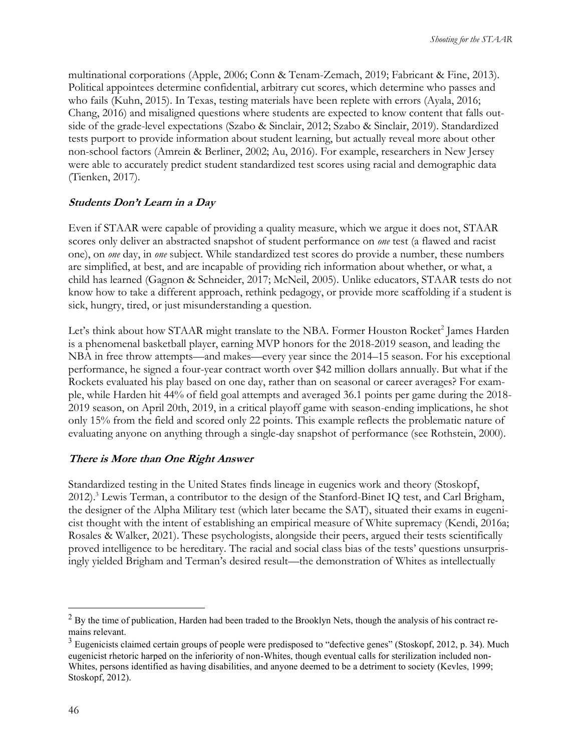multinational corporations (Apple, 2006; Conn & Tenam-Zemach, 2019; Fabricant & Fine, 2013). Political appointees determine confidential, arbitrary cut scores, which determine who passes and who fails (Kuhn, 2015). In Texas, testing materials have been replete with errors (Ayala, 2016; Chang, 2016) and misaligned questions where students are expected to know content that falls outside of the grade-level expectations (Szabo & Sinclair, 2012; Szabo & Sinclair, 2019). Standardized tests purport to provide information about student learning, but actually reveal more about other non-school factors (Amrein & Berliner, 2002; Au, 2016). For example, researchers in New Jersey were able to accurately predict student standardized test scores using racial and demographic data (Tienken, 2017).

### *Students Don't Learn in a Day*

Even if STAAR were capable of providing a quality measure, which we argue it does not, STAAR scores only deliver an abstracted snapshot of student performance on *one* test (a flawed and racist one), on *one* day, in *one* subject. While standardized test scores do provide a number, these numbers are simplified, at best, and are incapable of providing rich information about whether, or what, a child has learned (Gagnon & Schneider, 2017; McNeil, 2005). Unlike educators, STAAR tests do not know how to take a different approach, rethink pedagogy, or provide more scaffolding if a student is sick, hungry, tired, or just misunderstanding a question.

Let's think about how STAAR might translate to the NBA. Former Houston Rocket[2] James Harden is a phenomenal basketball player, earning MVP honors for the 2018-2019 season, and leading the NBA in free throw attempts—and makes—every year since the 2014–15 season. For his exceptional performance, he signed a four-year contract worth over $42 million dollars annually. But what if the Rockets evaluated his play based on one day, rather than on seasonal or career averages? For example, while Harden hit 44% of field goal attempts and averaged 36.1 points per game during the 2018-2019 season, on April 20th, 2019, in a critical playoff game with season-ending implications, he shot only 15% from the field and scored only 22 points. This example reflects the problematic nature of evaluating anyone on anything through a single-day snapshot of performance (see Rothstein, 2000).

### *There is More than One Right Answer*

Standardized testing in the United States finds lineage in eugenics work and theory (Stoskopf, 2012).[3] Lewis Terman, a contributor to the design of the Stanford-Binet IQ test, and Carl Brigham, the designer of the Alpha Military test (which later became the SAT), situated their exams in eugenicist thought with the intent of establishing an empirical measure of White supremacy (Kendi, 2016a; Rosales & Walker, 2021). These psychologists, alongside their peers, argued their tests scientifically proved intelligence to be hereditary. The racial and social class bias of the tests' questions unsurprisingly yielded Brigham and Terman's desired result—the demonstration of Whites as intellectually

---

[2] By the time of publication, Harden had been traded to the Brooklyn Nets, though the analysis of his contract remains relevant.

[3] Eugenicists claimed certain groups of people were predisposed to "defective genes" (Stoskopf, 2012, p. 34). Much eugenicist rhetoric harped on the inferiority of non-Whites, though eventual calls for sterilization included non-Whites, persons identified as having disabilities, and anyone deemed to be a detriment to society (Kevles, 1999; Stoskopf, 2012).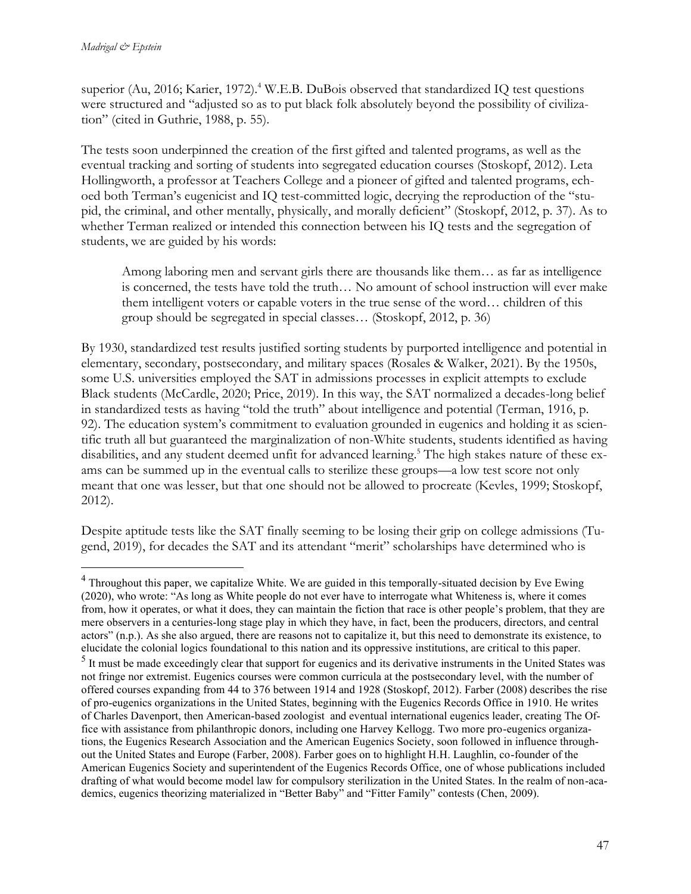superior (Au, 2016; Karier, 1972).[4] W.E.B. DuBois observed that standardized IQ test questions were structured and "adjusted so as to put black folk absolutely beyond the possibility of civilization" (cited in Guthrie, 1988, p. 55).

The tests soon underpinned the creation of the first gifted and talented programs, as well as the eventual tracking and sorting of students into segregated education courses (Stoskopf, 2012). Leta Hollingworth, a professor at Teachers College and a pioneer of gifted and talented programs, echoed both Terman's eugenicist and IQ test-committed logic, decrying the reproduction of the "stupid, the criminal, and other mentally, physically, and morally deficient" (Stoskopf, 2012, p. 37). As to whether Terman realized or intended this connection between his IQ tests and the segregation of students, we are guided by his words:

> Among laboring men and servant girls there are thousands like them… as far as intelligence is concerned, the tests have told the truth… No amount of school instruction will ever make them intelligent voters or capable voters in the true sense of the word… children of this group should be segregated in special classes… (Stoskopf, 2012, p. 36)

By 1930, standardized test results justified sorting students by purported intelligence and potential in elementary, secondary, postsecondary, and military spaces (Rosales & Walker, 2021). By the 1950s, some U.S. universities employed the SAT in admissions processes in explicit attempts to exclude Black students (McCardle, 2020; Price, 2019). In this way, the SAT normalized a decades-long belief in standardized tests as having "told the truth" about intelligence and potential (Terman, 1916, p. 92). The education system's commitment to evaluation grounded in eugenics and holding it as scientific truth all but guaranteed the marginalization of non-White students, students identified as having disabilities, and any student deemed unfit for advanced learning.[5] The high stakes nature of these exams can be summed up in the eventual calls to sterilize these groups—a low test score not only meant that one was lesser, but that one should not be allowed to procreate (Kevles, 1999; Stoskopf, 2012).

Despite aptitude tests like the SAT finally seeming to be losing their grip on college admissions (Tugend, 2019), for decades the SAT and its attendant "merit" scholarships have determined who is

---

[4] Throughout this paper, we capitalize White. We are guided in this temporally-situated decision by Eve Ewing (2020), who wrote: "As long as White people do not ever have to interrogate what Whiteness is, where it comes from, how it operates, or what it does, they can maintain the fiction that race is other people's problem, that they are mere observers in a centuries-long stage play in which they have, in fact, been the producers, directors, and central actors" (n.p.). As she also argued, there are reasons not to capitalize it, but this need to demonstrate its existence, to elucidate the colonial logics foundational to this nation and its oppressive institutions, are critical to this paper.

[5] It must be made exceedingly clear that support for eugenics and its derivative instruments in the United States was not fringe nor extremist. Eugenics courses were common curricula at the postsecondary level, with the number of offered courses expanding from 44 to 376 between 1914 and 1928 (Stoskopf, 2012). Farber (2008) describes the rise of pro-eugenics organizations in the United States, beginning with the Eugenics Records Office in 1910. He writes of Charles Davenport, then American-based zoologist and eventual international eugenics leader, creating The Office with assistance from philanthropic donors, including one Harvey Kellogg. Two more pro-eugenics organizations, the Eugenics Research Association and the American Eugenics Society, soon followed in influence throughout the United States and Europe (Farber, 2008). Farber goes on to highlight H.H. Laughlin, co-founder of the American Eugenics Society and superintendent of the Eugenics Records Office, one of whose publications included drafting of what would become model law for compulsory sterilization in the United States. In the realm of non-academics, eugenics theorizing materialized in "Better Baby" and "Fitter Family" contests (Chen, 2009).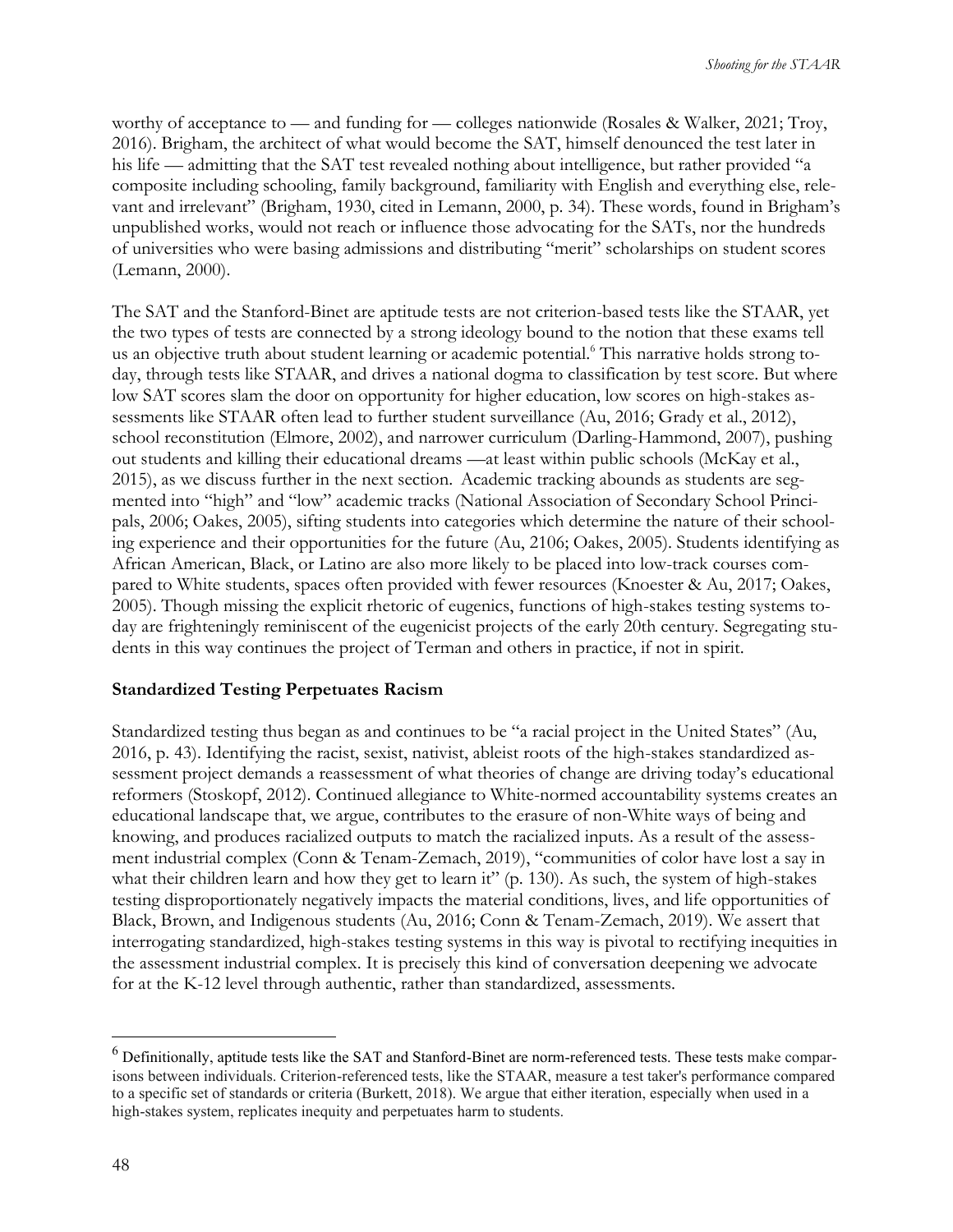worthy of acceptance to — and funding for — colleges nationwide (Rosales & Walker, 2021; Troy, 2016). Brigham, the architect of what would become the SAT, himself denounced the test later in his life — admitting that the SAT test revealed nothing about intelligence, but rather provided "a composite including schooling, family background, familiarity with English and everything else, relevant and irrelevant" (Brigham, 1930, cited in Lemann, 2000, p. 34). These words, found in Brigham's unpublished works, would not reach or influence those advocating for the SATs, nor the hundreds of universities who were basing admissions and distributing "merit" scholarships on student scores (Lemann, 2000).

The SAT and the Stanford-Binet are aptitude tests are not criterion-based tests like the STAAR, yet the two types of tests are connected by a strong ideology bound to the notion that these exams tell us an objective truth about student learning or academic potential.[6] This narrative holds strong today, through tests like STAAR, and drives a national dogma to classification by test score. But where low SAT scores slam the door on opportunity for higher education, low scores on high-stakes assessments like STAAR often lead to further student surveillance (Au, 2016; Grady et al., 2012), school reconstitution (Elmore, 2002), and narrower curriculum (Darling-Hammond, 2007), pushing out students and killing their educational dreams —at least within public schools (McKay et al., 2015), as we discuss further in the next section. Academic tracking abounds as students are segmented into "high" and "low" academic tracks (National Association of Secondary School Principals, 2006; Oakes, 2005), sifting students into categories which determine the nature of their schooling experience and their opportunities for the future (Au, 2106; Oakes, 2005). Students identifying as African American, Black, or Latino are also more likely to be placed into low-track courses compared to White students, spaces often provided with fewer resources (Knoester & Au, 2017; Oakes, 2005). Though missing the explicit rhetoric of eugenics, functions of high-stakes testing systems today are frighteningly reminiscent of the eugenicist projects of the early 20th century. Segregating students in this way continues the project of Terman and others in practice, if not in spirit.

### Standardized Testing Perpetuates Racism

Standardized testing thus began as and continues to be "a racial project in the United States" (Au, 2016, p. 43). Identifying the racist, sexist, nativist, ableist roots of the high-stakes standardized assessment project demands a reassessment of what theories of change are driving today's educational reformers (Stoskopf, 2012). Continued allegiance to White-normed accountability systems creates an educational landscape that, we argue, contributes to the erasure of non-White ways of being and knowing, and produces racialized outputs to match the racialized inputs. As a result of the assessment industrial complex (Conn & Tenam-Zemach, 2019), "communities of color have lost a say in what their children learn and how they get to learn it" (p. 130). As such, the system of high-stakes testing disproportionately negatively impacts the material conditions, lives, and life opportunities of Black, Brown, and Indigenous students (Au, 2016; Conn & Tenam-Zemach, 2019). We assert that interrogating standardized, high-stakes testing systems in this way is pivotal to rectifying inequities in the assessment industrial complex. It is precisely this kind of conversation deepening we advocate for at the K-12 level through authentic, rather than standardized, assessments.

---

[6] Definitionally, aptitude tests like the SAT and Stanford-Binet are norm-referenced tests. These tests make comparisons between individuals. Criterion-referenced tests, like the STAAR, measure a test taker's performance compared to a specific set of standards or criteria (Burkett, 2018). We argue that either iteration, especially when used in a high-stakes system, replicates inequity and perpetuates harm to students.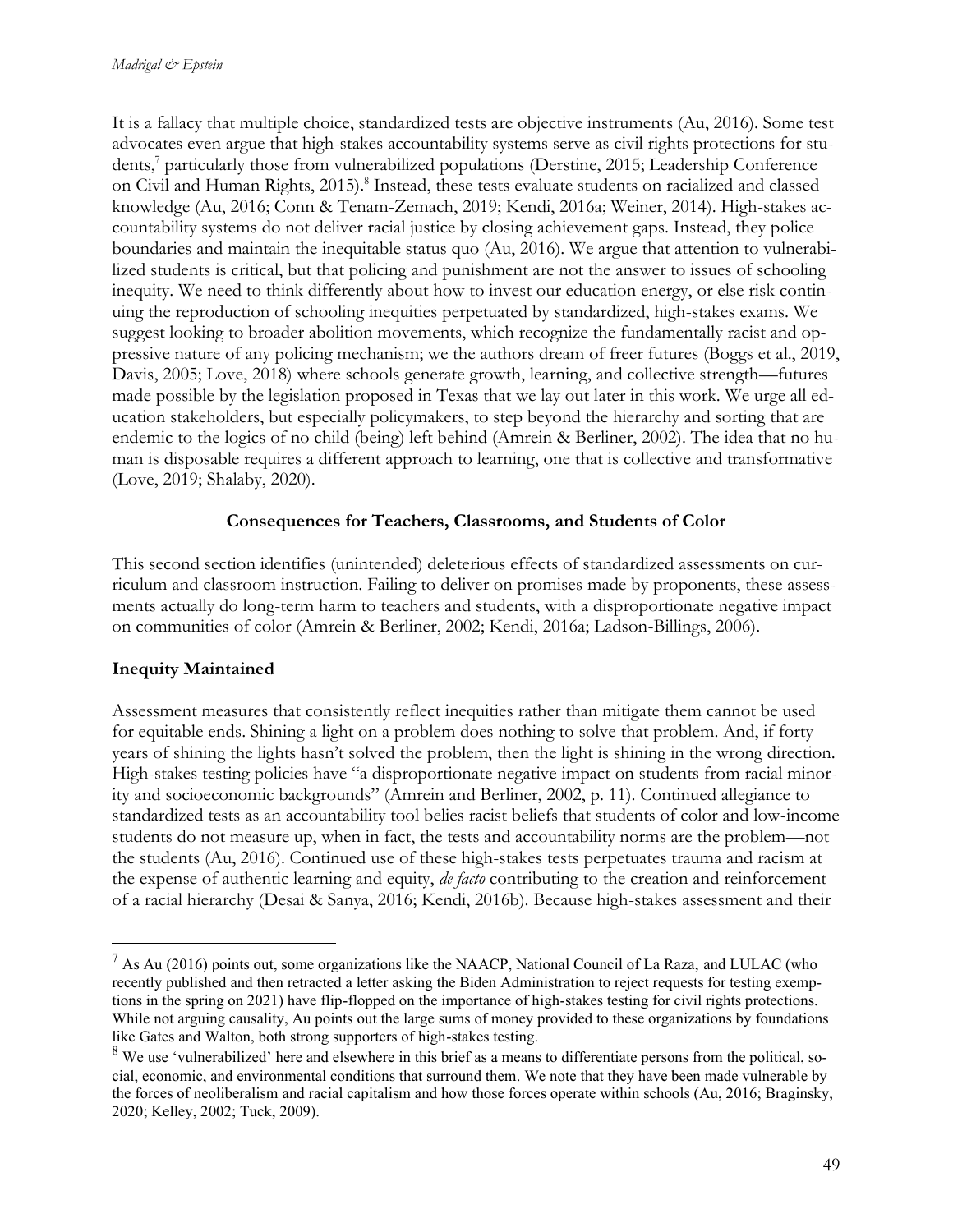It is a fallacy that multiple choice, standardized tests are objective instruments (Au, 2016). Some test advocates even argue that high-stakes accountability systems serve as civil rights protections for students,[7] particularly those from vulnerabilized populations (Derstine, 2015; Leadership Conference on Civil and Human Rights, 2015).[8] Instead, these tests evaluate students on racialized and classed knowledge (Au, 2016; Conn & Tenam-Zemach, 2019; Kendi, 2016a; Weiner, 2014). High-stakes accountability systems do not deliver racial justice by closing achievement gaps. Instead, they police boundaries and maintain the inequitable status quo (Au, 2016). We argue that attention to vulnerabilized students is critical, but that policing and punishment are not the answer to issues of schooling inequity. We need to think differently about how to invest our education energy, or else risk continuing the reproduction of schooling inequities perpetuated by standardized, high-stakes exams. We suggest looking to broader abolition movements, which recognize the fundamentally racist and oppressive nature of any policing mechanism; we the authors dream of freer futures (Boggs et al., 2019, Davis, 2005; Love, 2018) where schools generate growth, learning, and collective strength—futures made possible by the legislation proposed in Texas that we lay out later in this work. We urge all education stakeholders, but especially policymakers, to step beyond the hierarchy and sorting that are endemic to the logics of no child (being) left behind (Amrein & Berliner, 2002). The idea that no human is disposable requires a different approach to learning, one that is collective and transformative (Love, 2019; Shalaby, 2020).

## Consequences for Teachers, Classrooms, and Students of Color

This second section identifies (unintended) deleterious effects of standardized assessments on curriculum and classroom instruction. Failing to deliver on promises made by proponents, these assessments actually do long-term harm to teachers and students, with a disproportionate negative impact on communities of color (Amrein & Berliner, 2002; Kendi, 2016a; Ladson-Billings, 2006).

### Inequity Maintained

Assessment measures that consistently reflect inequities rather than mitigate them cannot be used for equitable ends. Shining a light on a problem does nothing to solve that problem. And, if forty years of shining the lights hasn't solved the problem, then the light is shining in the wrong direction. High-stakes testing policies have "a disproportionate negative impact on students from racial minority and socioeconomic backgrounds" (Amrein and Berliner, 2002, p. 11). Continued allegiance to standardized tests as an accountability tool belies racist beliefs that students of color and low-income students do not measure up, when in fact, the tests and accountability norms are the problem—not the students (Au, 2016). Continued use of these high-stakes tests perpetuates trauma and racism at the expense of authentic learning and equity, *de facto* contributing to the creation and reinforcement of a racial hierarchy (Desai & Sanya, 2016; Kendi, 2016b). Because high-stakes assessment and their

[7] As Au (2016) points out, some organizations like the NAACP, National Council of La Raza, and LULAC (who recently published and then retracted a letter asking the Biden Administration to reject requests for testing exemptions in the spring on 2021) have flip-flopped on the importance of high-stakes testing for civil rights protections. While not arguing causality, Au points out the large sums of money provided to these organizations by foundations like Gates and Walton, both strong supporters of high-stakes testing.

[8] We use 'vulnerabilized' here and elsewhere in this brief as a means to differentiate persons from the political, social, economic, and environmental conditions that surround them. We note that they have been made vulnerable by the forces of neoliberalism and racial capitalism and how those forces operate within schools (Au, 2016; Braginsky, 2020; Kelley, 2002; Tuck, 2009).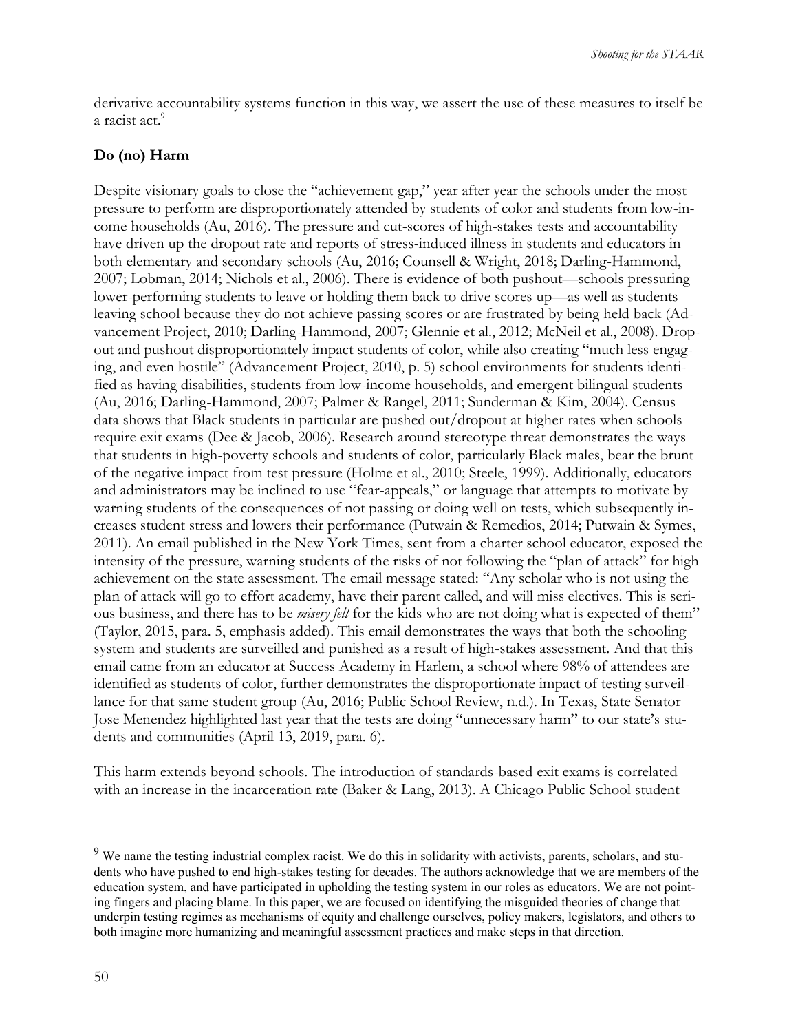derivative accountability systems function in this way, we assert the use of these measures to itself be a racist act.[9]

## Do (no) Harm

Despite visionary goals to close the "achievement gap," year after year the schools under the most pressure to perform are disproportionately attended by students of color and students from low-income households (Au, 2016). The pressure and cut-scores of high-stakes tests and accountability have driven up the dropout rate and reports of stress-induced illness in students and educators in both elementary and secondary schools (Au, 2016; Counsell & Wright, 2018; Darling-Hammond, 2007; Lobman, 2014; Nichols et al., 2006). There is evidence of both pushout—schools pressuring lower-performing students to leave or holding them back to drive scores up—as well as students leaving school because they do not achieve passing scores or are frustrated by being held back (Advancement Project, 2010; Darling-Hammond, 2007; Glennie et al., 2012; McNeil et al., 2008). Dropout and pushout disproportionately impact students of color, while also creating "much less engaging, and even hostile" (Advancement Project, 2010, p. 5) school environments for students identified as having disabilities, students from low-income households, and emergent bilingual students (Au, 2016; Darling-Hammond, 2007; Palmer & Rangel, 2011; Sunderman & Kim, 2004). Census data shows that Black students in particular are pushed out/dropout at higher rates when schools require exit exams (Dee & Jacob, 2006). Research around stereotype threat demonstrates the ways that students in high-poverty schools and students of color, particularly Black males, bear the brunt of the negative impact from test pressure (Holme et al., 2010; Steele, 1999). Additionally, educators and administrators may be inclined to use "fear-appeals," or language that attempts to motivate by warning students of the consequences of not passing or doing well on tests, which subsequently increases student stress and lowers their performance (Putwain & Remedios, 2014; Putwain & Symes, 2011). An email published in the New York Times, sent from a charter school educator, exposed the intensity of the pressure, warning students of the risks of not following the "plan of attack" for high achievement on the state assessment. The email message stated: "Any scholar who is not using the plan of attack will go to effort academy, have their parent called, and will miss electives. This is serious business, and there has to be *misery felt* for the kids who are not doing what is expected of them" (Taylor, 2015, para. 5, emphasis added). This email demonstrates the ways that both the schooling system and students are surveilled and punished as a result of high-stakes assessment. And that this email came from an educator at Success Academy in Harlem, a school where 98% of attendees are identified as students of color, further demonstrates the disproportionate impact of testing surveillance for that same student group (Au, 2016; Public School Review, n.d.). In Texas, State Senator Jose Menendez highlighted last year that the tests are doing "unnecessary harm" to our state's students and communities (April 13, 2019, para. 6).

This harm extends beyond schools. The introduction of standards-based exit exams is correlated with an increase in the incarceration rate (Baker & Lang, 2013). A Chicago Public School student

[9] We name the testing industrial complex racist. We do this in solidarity with activists, parents, scholars, and students who have pushed to end high-stakes testing for decades. The authors acknowledge that we are members of the education system, and have participated in upholding the testing system in our roles as educators. We are not pointing fingers and placing blame. In this paper, we are focused on identifying the misguided theories of change that underpin testing regimes as mechanisms of equity and challenge ourselves, policy makers, legislators, and others to both imagine more humanizing and meaningful assessment practices and make steps in that direction.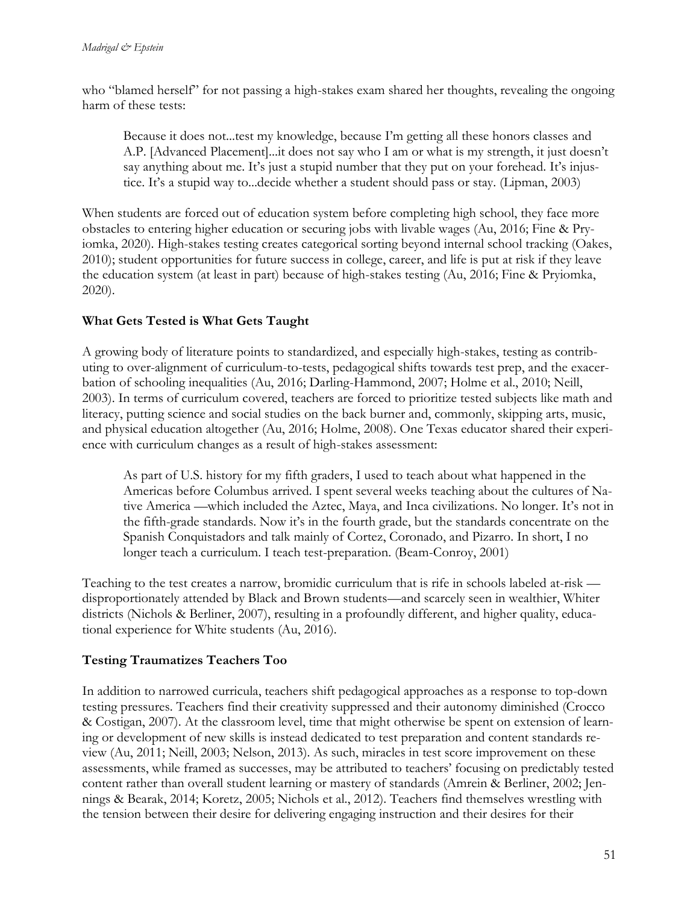who "blamed herself" for not passing a high-stakes exam shared her thoughts, revealing the ongoing harm of these tests:

> Because it does not...test my knowledge, because I'm getting all these honors classes and A.P. [Advanced Placement]...it does not say who I am or what is my strength, it just doesn't say anything about me. It's just a stupid number that they put on your forehead. It's injustice. It's a stupid way to...decide whether a student should pass or stay. (Lipman, 2003)

When students are forced out of education system before completing high school, they face more obstacles to entering higher education or securing jobs with livable wages (Au, 2016; Fine & Pryiomka, 2020). High-stakes testing creates categorical sorting beyond internal school tracking (Oakes, 2010); student opportunities for future success in college, career, and life is put at risk if they leave the education system (at least in part) because of high-stakes testing (Au, 2016; Fine & Pryiomka, 2020).

### What Gets Tested is What Gets Taught

A growing body of literature points to standardized, and especially high-stakes, testing as contributing to over-alignment of curriculum-to-tests, pedagogical shifts towards test prep, and the exacerbation of schooling inequalities (Au, 2016; Darling-Hammond, 2007; Holme et al., 2010; Neill, 2003). In terms of curriculum covered, teachers are forced to prioritize tested subjects like math and literacy, putting science and social studies on the back burner and, commonly, skipping arts, music, and physical education altogether (Au, 2016; Holme, 2008). One Texas educator shared their experience with curriculum changes as a result of high-stakes assessment:

> As part of U.S. history for my fifth graders, I used to teach about what happened in the Americas before Columbus arrived. I spent several weeks teaching about the cultures of Native America —which included the Aztec, Maya, and Inca civilizations. No longer. It's not in the fifth-grade standards. Now it's in the fourth grade, but the standards concentrate on the Spanish Conquistadors and talk mainly of Cortez, Coronado, and Pizarro. In short, I no longer teach a curriculum. I teach test-preparation. (Beam-Conroy, 2001)

Teaching to the test creates a narrow, bromidic curriculum that is rife in schools labeled at-risk — disproportionately attended by Black and Brown students—and scarcely seen in wealthier, Whiter districts (Nichols & Berliner, 2007), resulting in a profoundly different, and higher quality, educational experience for White students (Au, 2016).

### Testing Traumatizes Teachers Too

In addition to narrowed curricula, teachers shift pedagogical approaches as a response to top-down testing pressures. Teachers find their creativity suppressed and their autonomy diminished (Crocco & Costigan, 2007). At the classroom level, time that might otherwise be spent on extension of learning or development of new skills is instead dedicated to test preparation and content standards review (Au, 2011; Neill, 2003; Nelson, 2013). As such, miracles in test score improvement on these assessments, while framed as successes, may be attributed to teachers' focusing on predictably tested content rather than overall student learning or mastery of standards (Amrein & Berliner, 2002; Jennings & Bearak, 2014; Koretz, 2005; Nichols et al., 2012). Teachers find themselves wrestling with the tension between their desire for delivering engaging instruction and their desires for their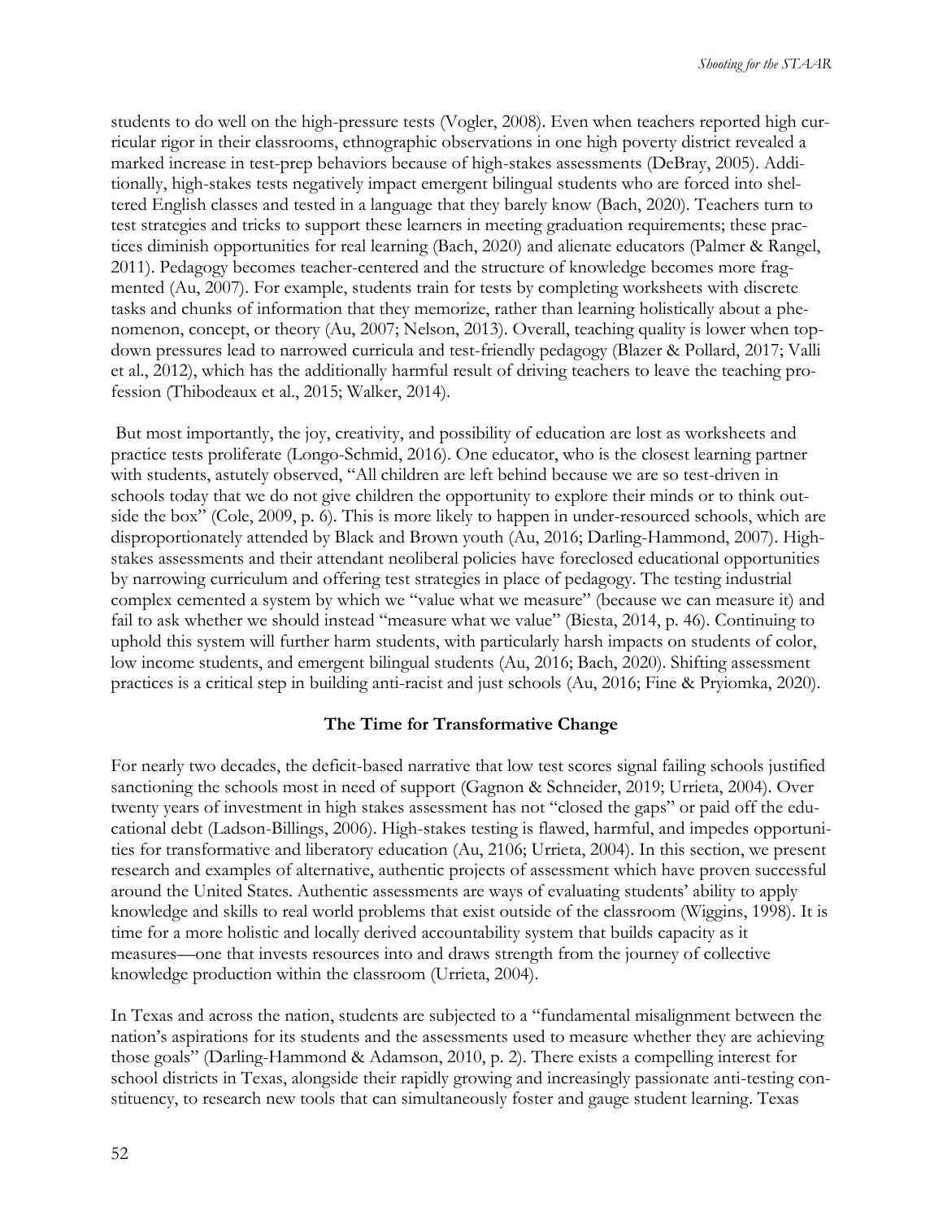students to do well on the high-pressure tests (Vogler, 2008). Even when teachers reported high curricular rigor in their classrooms, ethnographic observations in one high poverty district revealed a marked increase in test-prep behaviors because of high-stakes assessments (DeBray, 2005). Additionally, high-stakes tests negatively impact emergent bilingual students who are forced into sheltered English classes and tested in a language that they barely know (Bach, 2020). Teachers turn to test strategies and tricks to support these learners in meeting graduation requirements; these practices diminish opportunities for real learning (Bach, 2020) and alienate educators (Palmer & Rangel, 2011). Pedagogy becomes teacher-centered and the structure of knowledge becomes more fragmented (Au, 2007). For example, students train for tests by completing worksheets with discrete tasks and chunks of information that they memorize, rather than learning holistically about a phenomenon, concept, or theory (Au, 2007; Nelson, 2013). Overall, teaching quality is lower when top-down pressures lead to narrowed curricula and test-friendly pedagogy (Blazer & Pollard, 2017; Valli et al., 2012), which has the additionally harmful result of driving teachers to leave the teaching profession (Thibodeaux et al., 2015; Walker, 2014).

But most importantly, the joy, creativity, and possibility of education are lost as worksheets and practice tests proliferate (Longo-Schmid, 2016). One educator, who is the closest learning partner with students, astutely observed, "All children are left behind because we are so test-driven in schools today that we do not give children the opportunity to explore their minds or to think outside the box" (Cole, 2009, p. 6). This is more likely to happen in under-resourced schools, which are disproportionately attended by Black and Brown youth (Au, 2016; Darling-Hammond, 2007). High-stakes assessments and their attendant neoliberal policies have foreclosed educational opportunities by narrowing curriculum and offering test strategies in place of pedagogy. The testing industrial complex cemented a system by which we "value what we measure" (because we can measure it) and fail to ask whether we should instead "measure what we value" (Biesta, 2014, p. 46). Continuing to uphold this system will further harm students, with particularly harsh impacts on students of color, low income students, and emergent bilingual students (Au, 2016; Bach, 2020). Shifting assessment practices is a critical step in building anti-racist and just schools (Au, 2016; Fine & Pryiomka, 2020).

## The Time for Transformative Change

For nearly two decades, the deficit-based narrative that low test scores signal failing schools justified sanctioning the schools most in need of support (Gagnon & Schneider, 2019; Urrieta, 2004). Over twenty years of investment in high stakes assessment has not "closed the gaps" or paid off the educational debt (Ladson-Billings, 2006). High-stakes testing is flawed, harmful, and impedes opportunities for transformative and liberatory education (Au, 2106; Urrieta, 2004). In this section, we present research and examples of alternative, authentic projects of assessment which have proven successful around the United States. Authentic assessments are ways of evaluating students' ability to apply knowledge and skills to real world problems that exist outside of the classroom (Wiggins, 1998). It is time for a more holistic and locally derived accountability system that builds capacity as it measures—one that invests resources into and draws strength from the journey of collective knowledge production within the classroom (Urrieta, 2004).

In Texas and across the nation, students are subjected to a "fundamental misalignment between the nation's aspirations for its students and the assessments used to measure whether they are achieving those goals" (Darling-Hammond & Adamson, 2010, p. 2). There exists a compelling interest for school districts in Texas, alongside their rapidly growing and increasingly passionate anti-testing constituency, to research new tools that can simultaneously foster and gauge student learning. Texas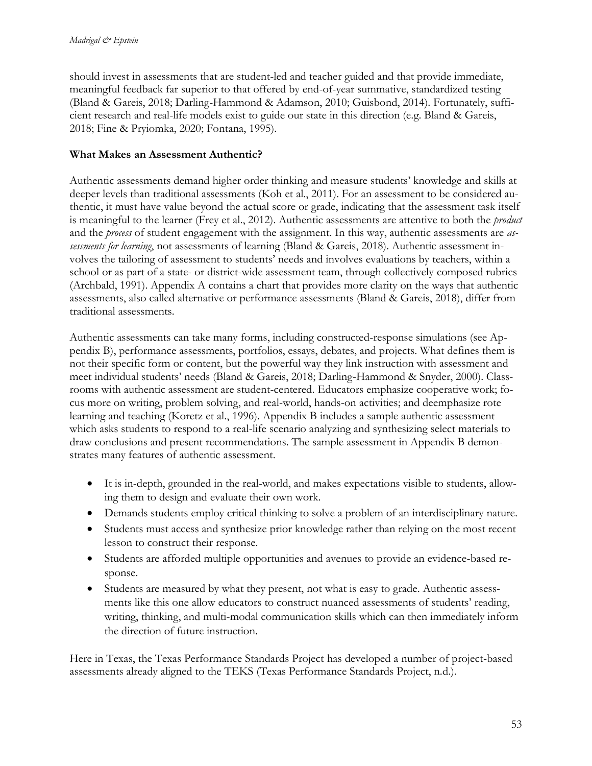should invest in assessments that are student-led and teacher guided and that provide immediate, meaningful feedback far superior to that offered by end-of-year summative, standardized testing (Bland & Gareis, 2018; Darling-Hammond & Adamson, 2010; Guisbond, 2014). Fortunately, sufficient research and real-life models exist to guide our state in this direction (e.g. Bland & Gareis, 2018; Fine & Pryiomka, 2020; Fontana, 1995).

**What Makes an Assessment Authentic?**

Authentic assessments demand higher order thinking and measure students' knowledge and skills at deeper levels than traditional assessments (Koh et al., 2011). For an assessment to be considered authentic, it must have value beyond the actual score or grade, indicating that the assessment task itself is meaningful to the learner (Frey et al., 2012). Authentic assessments are attentive to both the *product* and the *process* of student engagement with the assignment. In this way, authentic assessments are *assessments for learning*, not assessments of learning (Bland & Gareis, 2018). Authentic assessment involves the tailoring of assessment to students' needs and involves evaluations by teachers, within a school or as part of a state- or district-wide assessment team, through collectively composed rubrics (Archbald, 1991). Appendix A contains a chart that provides more clarity on the ways that authentic assessments, also called alternative or performance assessments (Bland & Gareis, 2018), differ from traditional assessments.

Authentic assessments can take many forms, including constructed-response simulations (see Appendix B), performance assessments, portfolios, essays, debates, and projects. What defines them is not their specific form or content, but the powerful way they link instruction with assessment and meet individual students' needs (Bland & Gareis, 2018; Darling-Hammond & Snyder, 2000). Classrooms with authentic assessment are student-centered. Educators emphasize cooperative work; focus more on writing, problem solving, and real-world, hands-on activities; and deemphasize rote learning and teaching (Koretz et al., 1996). Appendix B includes a sample authentic assessment which asks students to respond to a real-life scenario analyzing and synthesizing select materials to draw conclusions and present recommendations. The sample assessment in Appendix B demonstrates many features of authentic assessment.

- It is in-depth, grounded in the real-world, and makes expectations visible to students, allowing them to design and evaluate their own work.
- Demands students employ critical thinking to solve a problem of an interdisciplinary nature.
- Students must access and synthesize prior knowledge rather than relying on the most recent lesson to construct their response.
- Students are afforded multiple opportunities and avenues to provide an evidence-based response.
- Students are measured by what they present, not what is easy to grade. Authentic assessments like this one allow educators to construct nuanced assessments of students' reading, writing, thinking, and multi-modal communication skills which can then immediately inform the direction of future instruction.

Here in Texas, the Texas Performance Standards Project has developed a number of project-based assessments already aligned to the TEKS (Texas Performance Standards Project, n.d.).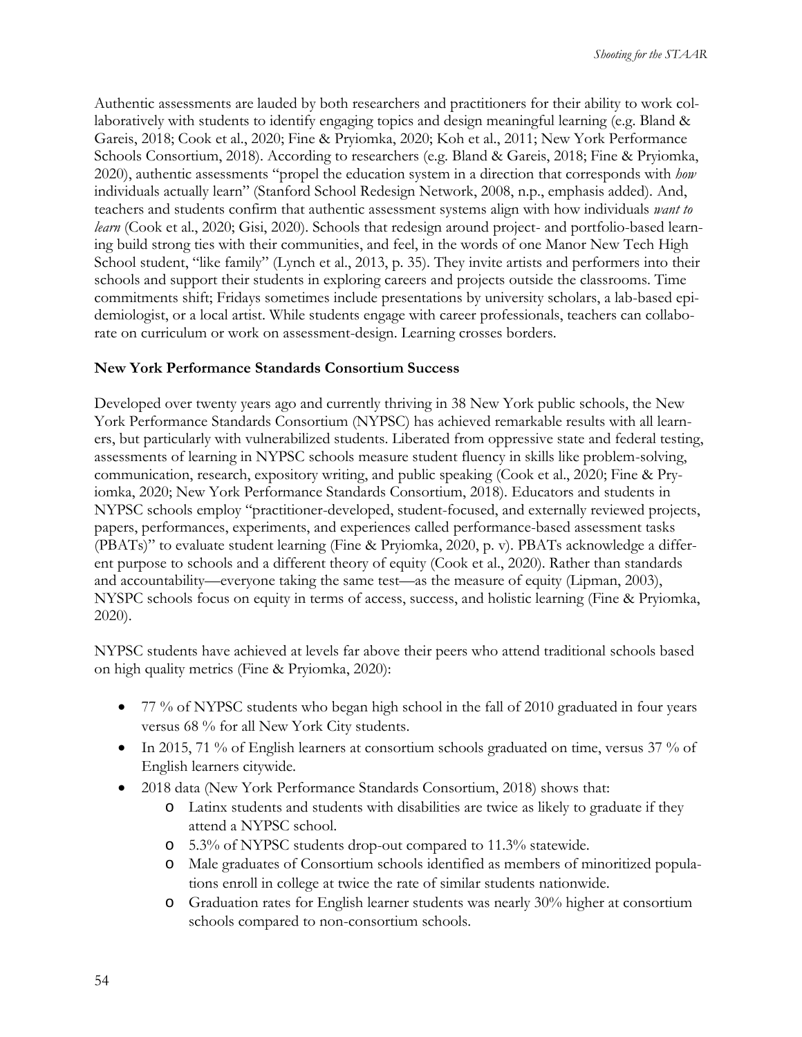Authentic assessments are lauded by both researchers and practitioners for their ability to work collaboratively with students to identify engaging topics and design meaningful learning (e.g. Bland & Gareis, 2018; Cook et al., 2020; Fine & Pryiomka, 2020; Koh et al., 2011; New York Performance Schools Consortium, 2018). According to researchers (e.g. Bland & Gareis, 2018; Fine & Pryiomka, 2020), authentic assessments "propel the education system in a direction that corresponds with *how* individuals actually learn" (Stanford School Redesign Network, 2008, n.p., emphasis added). And, teachers and students confirm that authentic assessment systems align with how individuals *want to learn* (Cook et al., 2020; Gisi, 2020). Schools that redesign around project- and portfolio-based learning build strong ties with their communities, and feel, in the words of one Manor New Tech High School student, "like family" (Lynch et al., 2013, p. 35). They invite artists and performers into their schools and support their students in exploring careers and projects outside the classrooms. Time commitments shift; Fridays sometimes include presentations by university scholars, a lab-based epidemiologist, or a local artist. While students engage with career professionals, teachers can collaborate on curriculum or work on assessment-design. Learning crosses borders.

**New York Performance Standards Consortium Success**

Developed over twenty years ago and currently thriving in 38 New York public schools, the New York Performance Standards Consortium (NYPSC) has achieved remarkable results with all learners, but particularly with vulnerabilized students. Liberated from oppressive state and federal testing, assessments of learning in NYPSC schools measure student fluency in skills like problem-solving, communication, research, expository writing, and public speaking (Cook et al., 2020; Fine & Pryiomka, 2020; New York Performance Standards Consortium, 2018). Educators and students in NYPSC schools employ "practitioner-developed, student-focused, and externally reviewed projects, papers, performances, experiments, and experiences called performance-based assessment tasks (PBATs)" to evaluate student learning (Fine & Pryiomka, 2020, p. v). PBATs acknowledge a different purpose to schools and a different theory of equity (Cook et al., 2020). Rather than standards and accountability—everyone taking the same test—as the measure of equity (Lipman, 2003), NYSPC schools focus on equity in terms of access, success, and holistic learning (Fine & Pryiomka, 2020).

NYPSC students have achieved at levels far above their peers who attend traditional schools based on high quality metrics (Fine & Pryiomka, 2020):

- 77 % of NYPSC students who began high school in the fall of 2010 graduated in four years versus 68 % for all New York City students.
- In 2015, 71 % of English learners at consortium schools graduated on time, versus 37 % of English learners citywide.
- 2018 data (New York Performance Standards Consortium, 2018) shows that:
    - Latinx students and students with disabilities are twice as likely to graduate if they attend a NYPSC school.
    - 5.3% of NYPSC students drop-out compared to 11.3% statewide.
    - Male graduates of Consortium schools identified as members of minoritized populations enroll in college at twice the rate of similar students nationwide.
    - Graduation rates for English learner students was nearly 30% higher at consortium schools compared to non-consortium schools.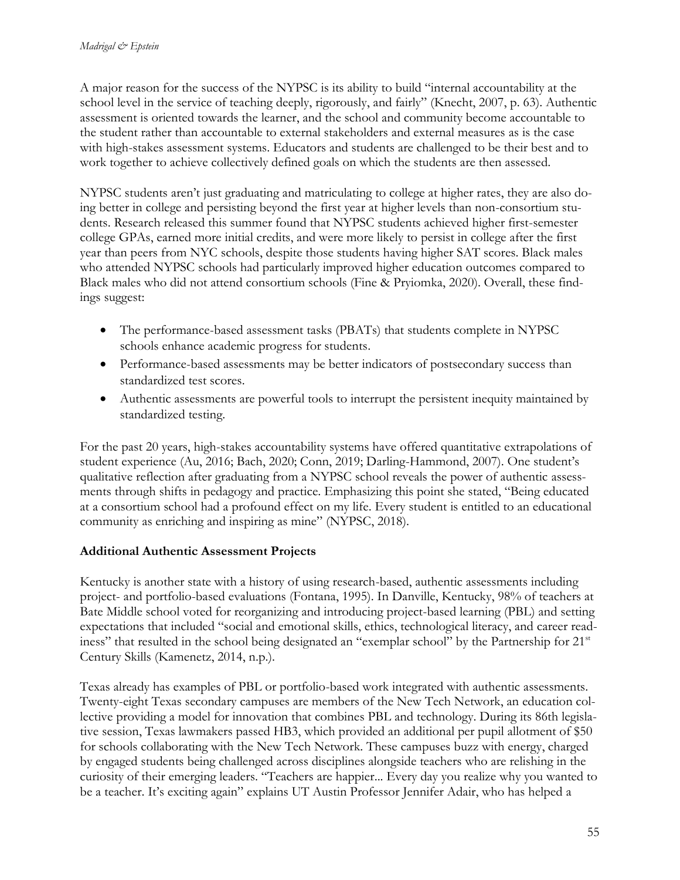A major reason for the success of the NYPSC is its ability to build "internal accountability at the school level in the service of teaching deeply, rigorously, and fairly" (Knecht, 2007, p. 63). Authentic assessment is oriented towards the learner, and the school and community become accountable to the student rather than accountable to external stakeholders and external measures as is the case with high-stakes assessment systems. Educators and students are challenged to be their best and to work together to achieve collectively defined goals on which the students are then assessed.

NYPSC students aren't just graduating and matriculating to college at higher rates, they are also doing better in college and persisting beyond the first year at higher levels than non-consortium students. Research released this summer found that NYPSC students achieved higher first-semester college GPAs, earned more initial credits, and were more likely to persist in college after the first year than peers from NYC schools, despite those students having higher SAT scores. Black males who attended NYPSC schools had particularly improved higher education outcomes compared to Black males who did not attend consortium schools (Fine & Pryiomka, 2020). Overall, these findings suggest:

- The performance-based assessment tasks (PBATs) that students complete in NYPSC schools enhance academic progress for students.
- Performance-based assessments may be better indicators of postsecondary success than standardized test scores.
- Authentic assessments are powerful tools to interrupt the persistent inequity maintained by standardized testing.

For the past 20 years, high-stakes accountability systems have offered quantitative extrapolations of student experience (Au, 2016; Bach, 2020; Conn, 2019; Darling-Hammond, 2007). One student's qualitative reflection after graduating from a NYPSC school reveals the power of authentic assessments through shifts in pedagogy and practice. Emphasizing this point she stated, "Being educated at a consortium school had a profound effect on my life. Every student is entitled to an educational community as enriching and inspiring as mine" (NYPSC, 2018).

**Additional Authentic Assessment Projects**

Kentucky is another state with a history of using research-based, authentic assessments including project- and portfolio-based evaluations (Fontana, 1995). In Danville, Kentucky, 98% of teachers at Bate Middle school voted for reorganizing and introducing project-based learning (PBL) and setting expectations that included "social and emotional skills, ethics, technological literacy, and career readiness" that resulted in the school being designated an "exemplar school" by the Partnership for 21st Century Skills (Kamenetz, 2014, n.p.).

Texas already has examples of PBL or portfolio-based work integrated with authentic assessments. Twenty-eight Texas secondary campuses are members of the New Tech Network, an education collective providing a model for innovation that combines PBL and technology. During its 86th legislative session, Texas lawmakers passed HB3, which provided an additional per pupil allotment of $50 for schools collaborating with the New Tech Network. These campuses buzz with energy, charged by engaged students being challenged across disciplines alongside teachers who are relishing in the curiosity of their emerging leaders. "Teachers are happier... Every day you realize why you wanted to be a teacher. It's exciting again" explains UT Austin Professor Jennifer Adair, who has helped a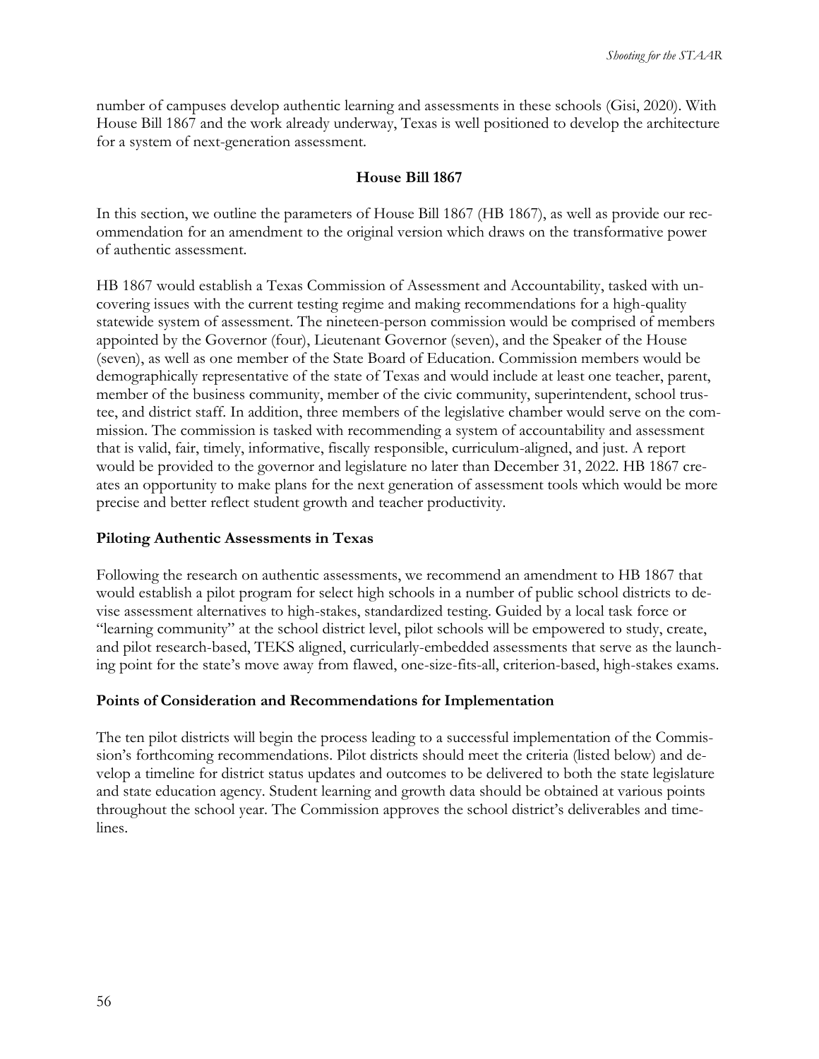number of campuses develop authentic learning and assessments in these schools (Gisi, 2020). With House Bill 1867 and the work already underway, Texas is well positioned to develop the architecture for a system of next-generation assessment.

## House Bill 1867

In this section, we outline the parameters of House Bill 1867 (HB 1867), as well as provide our recommendation for an amendment to the original version which draws on the transformative power of authentic assessment.

HB 1867 would establish a Texas Commission of Assessment and Accountability, tasked with uncovering issues with the current testing regime and making recommendations for a high-quality statewide system of assessment. The nineteen-person commission would be comprised of members appointed by the Governor (four), Lieutenant Governor (seven), and the Speaker of the House (seven), as well as one member of the State Board of Education. Commission members would be demographically representative of the state of Texas and would include at least one teacher, parent, member of the business community, member of the civic community, superintendent, school trustee, and district staff. In addition, three members of the legislative chamber would serve on the commission. The commission is tasked with recommending a system of accountability and assessment that is valid, fair, timely, informative, fiscally responsible, curriculum-aligned, and just. A report would be provided to the governor and legislature no later than December 31, 2022. HB 1867 creates an opportunity to make plans for the next generation of assessment tools which would be more precise and better reflect student growth and teacher productivity.

### Piloting Authentic Assessments in Texas

Following the research on authentic assessments, we recommend an amendment to HB 1867 that would establish a pilot program for select high schools in a number of public school districts to devise assessment alternatives to high-stakes, standardized testing. Guided by a local task force or "learning community" at the school district level, pilot schools will be empowered to study, create, and pilot research-based, TEKS aligned, curricularly-embedded assessments that serve as the launching point for the state's move away from flawed, one-size-fits-all, criterion-based, high-stakes exams.

### Points of Consideration and Recommendations for Implementation

The ten pilot districts will begin the process leading to a successful implementation of the Commission's forthcoming recommendations. Pilot districts should meet the criteria (listed below) and develop a timeline for district status updates and outcomes to be delivered to both the state legislature and state education agency. Student learning and growth data should be obtained at various points throughout the school year. The Commission approves the school district's deliverables and timelines.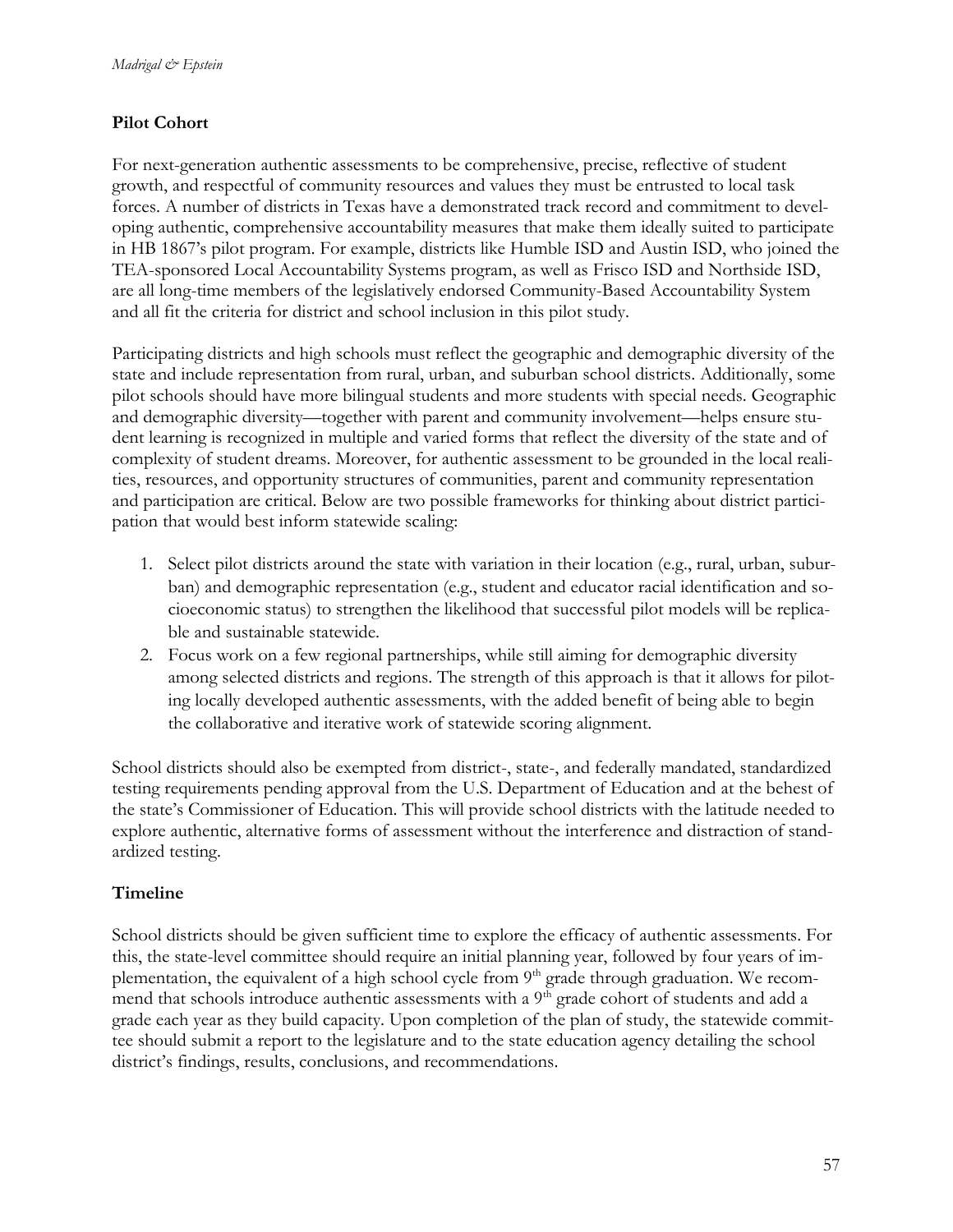**Pilot Cohort**

For next-generation authentic assessments to be comprehensive, precise, reflective of student growth, and respectful of community resources and values they must be entrusted to local task forces. A number of districts in Texas have a demonstrated track record and commitment to developing authentic, comprehensive accountability measures that make them ideally suited to participate in HB 1867's pilot program. For example, districts like Humble ISD and Austin ISD, who joined the TEA-sponsored Local Accountability Systems program, as well as Frisco ISD and Northside ISD, are all long-time members of the legislatively endorsed Community-Based Accountability System and all fit the criteria for district and school inclusion in this pilot study.

Participating districts and high schools must reflect the geographic and demographic diversity of the state and include representation from rural, urban, and suburban school districts. Additionally, some pilot schools should have more bilingual students and more students with special needs. Geographic and demographic diversity—together with parent and community involvement—helps ensure student learning is recognized in multiple and varied forms that reflect the diversity of the state and of complexity of student dreams. Moreover, for authentic assessment to be grounded in the local realities, resources, and opportunity structures of communities, parent and community representation and participation are critical. Below are two possible frameworks for thinking about district participation that would best inform statewide scaling:

1. Select pilot districts around the state with variation in their location (e.g., rural, urban, suburban) and demographic representation (e.g., student and educator racial identification and socioeconomic status) to strengthen the likelihood that successful pilot models will be replicable and sustainable statewide.
2. Focus work on a few regional partnerships, while still aiming for demographic diversity among selected districts and regions. The strength of this approach is that it allows for piloting locally developed authentic assessments, with the added benefit of being able to begin the collaborative and iterative work of statewide scoring alignment.

School districts should also be exempted from district-, state-, and federally mandated, standardized testing requirements pending approval from the U.S. Department of Education and at the behest of the state's Commissioner of Education. This will provide school districts with the latitude needed to explore authentic, alternative forms of assessment without the interference and distraction of standardized testing.

**Timeline**

School districts should be given sufficient time to explore the efficacy of authentic assessments. For this, the state-level committee should require an initial planning year, followed by four years of implementation, the equivalent of a high school cycle from 9th grade through graduation. We recommend that schools introduce authentic assessments with a 9th grade cohort of students and add a grade each year as they build capacity. Upon completion of the plan of study, the statewide committee should submit a report to the legislature and to the state education agency detailing the school district's findings, results, conclusions, and recommendations.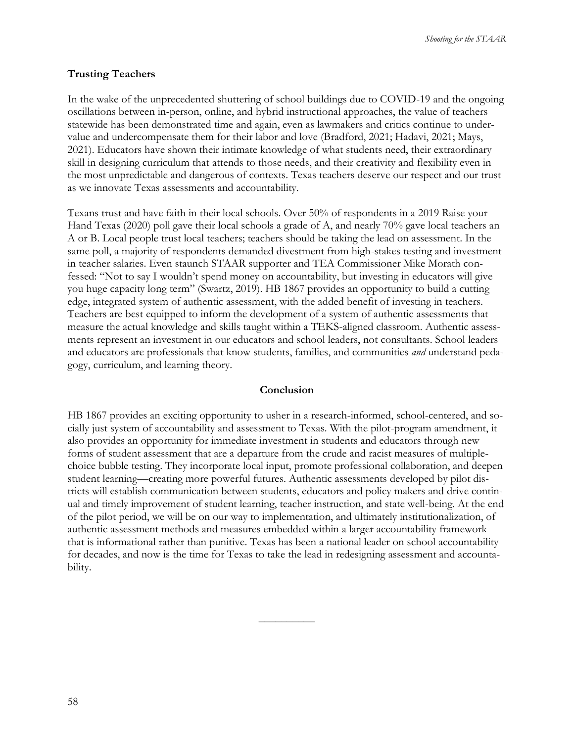### Trusting Teachers

In the wake of the unprecedented shuttering of school buildings due to COVID-19 and the ongoing oscillations between in-person, online, and hybrid instructional approaches, the value of teachers statewide has been demonstrated time and again, even as lawmakers and critics continue to undervalue and undercompensate them for their labor and love (Bradford, 2021; Hadavi, 2021; Mays, 2021). Educators have shown their intimate knowledge of what students need, their extraordinary skill in designing curriculum that attends to those needs, and their creativity and flexibility even in the most unpredictable and dangerous of contexts. Texas teachers deserve our respect and our trust as we innovate Texas assessments and accountability.

Texans trust and have faith in their local schools. Over 50% of respondents in a 2019 Raise your Hand Texas (2020) poll gave their local schools a grade of A, and nearly 70% gave local teachers an A or B. Local people trust local teachers; teachers should be taking the lead on assessment. In the same poll, a majority of respondents demanded divestment from high-stakes testing and investment in teacher salaries. Even staunch STAAR supporter and TEA Commissioner Mike Morath confessed: "Not to say I wouldn't spend money on accountability, but investing in educators will give you huge capacity long term" (Swartz, 2019). HB 1867 provides an opportunity to build a cutting edge, integrated system of authentic assessment, with the added benefit of investing in teachers. Teachers are best equipped to inform the development of a system of authentic assessments that measure the actual knowledge and skills taught within a TEKS-aligned classroom. Authentic assessments represent an investment in our educators and school leaders, not consultants. School leaders and educators are professionals that know students, families, and communities *and* understand pedagogy, curriculum, and learning theory.

### Conclusion

HB 1867 provides an exciting opportunity to usher in a research-informed, school-centered, and socially just system of accountability and assessment to Texas. With the pilot-program amendment, it also provides an opportunity for immediate investment in students and educators through new forms of student assessment that are a departure from the crude and racist measures of multiple-choice bubble testing. They incorporate local input, promote professional collaboration, and deepen student learning—creating more powerful futures. Authentic assessments developed by pilot districts will establish communication between students, educators and policy makers and drive continual and timely improvement of student learning, teacher instruction, and state well-being. At the end of the pilot period, we will be on our way to implementation, and ultimately institutionalization, of authentic assessment methods and measures embedded within a larger accountability framework that is informational rather than punitive. Texas has been a national leader on school accountability for decades, and now is the time for Texas to take the lead in redesigning assessment and accountability.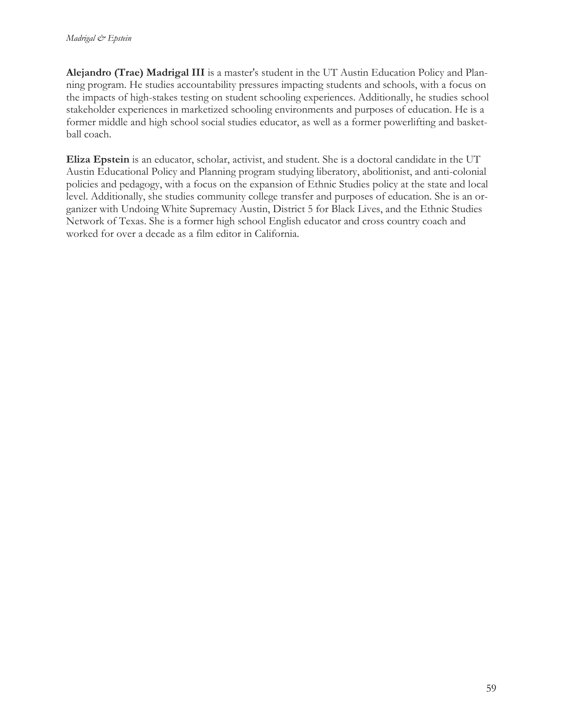**Alejandro (Trae) Madrigal III** is a master's student in the UT Austin Education Policy and Planning program. He studies accountability pressures impacting students and schools, with a focus on the impacts of high-stakes testing on student schooling experiences. Additionally, he studies school stakeholder experiences in marketized schooling environments and purposes of education. He is a former middle and high school social studies educator, as well as a former powerlifting and basketball coach.

**Eliza Epstein** is an educator, scholar, activist, and student. She is a doctoral candidate in the UT Austin Educational Policy and Planning program studying liberatory, abolitionist, and anti-colonial policies and pedagogy, with a focus on the expansion of Ethnic Studies policy at the state and local level. Additionally, she studies community college transfer and purposes of education. She is an organizer with Undoing White Supremacy Austin, District 5 for Black Lives, and the Ethnic Studies Network of Texas. She is a former high school English educator and cross country coach and worked for over a decade as a film editor in California.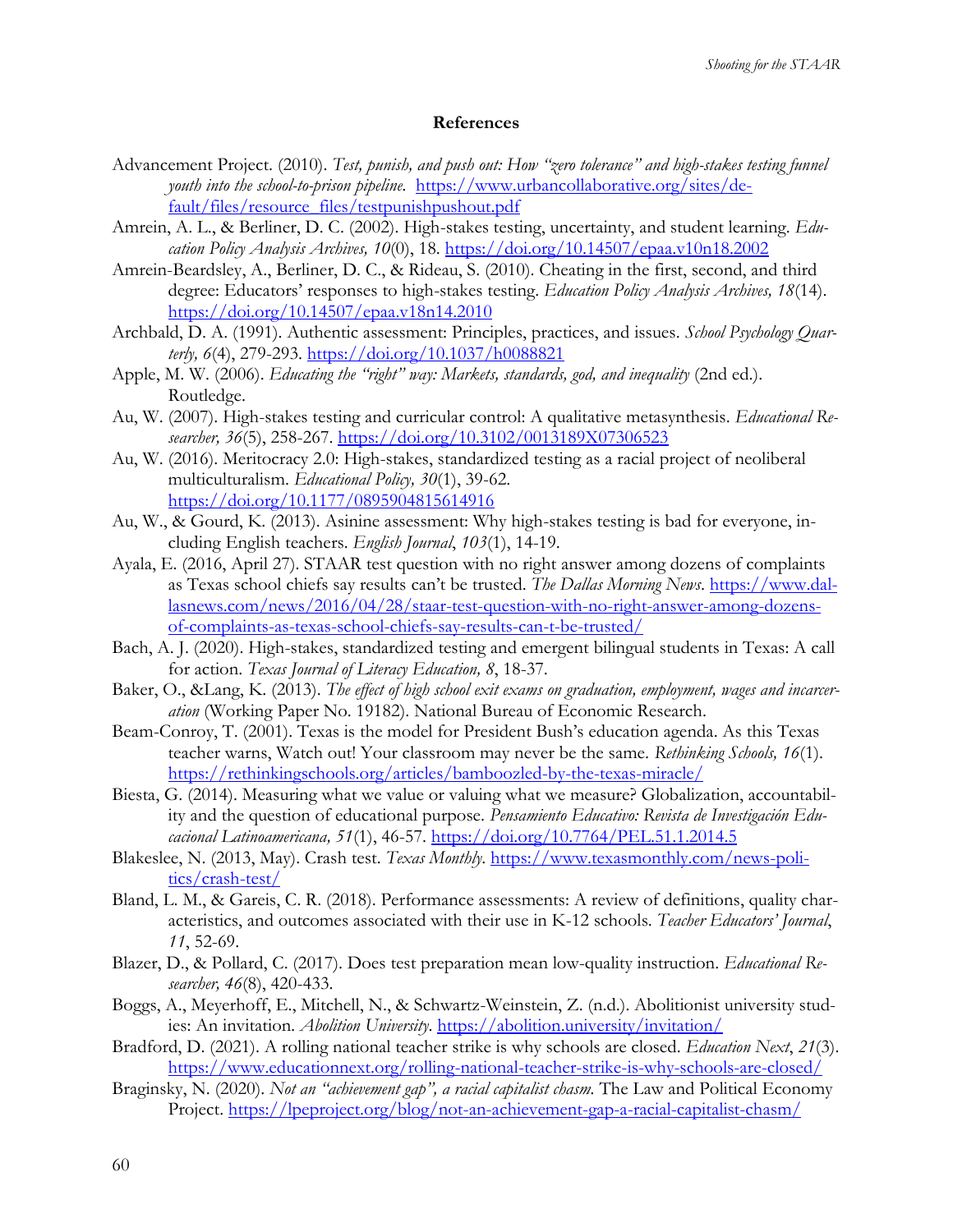## References

Advancement Project. (2010). *Test, punish, and push out: How "zero tolerance" and high-stakes testing funnel youth into the school-to-prison pipeline.* https://www.urbancollaborative.org/sites/default/files/resource_files/testpunishpushout.pdf

Amrein, A. L., & Berliner, D. C. (2002). High-stakes testing, uncertainty, and student learning. *Education Policy Analysis Archives, 10*(0), 18. https://doi.org/10.14507/epaa.v10n18.2002

Amrein-Beardsley, A., Berliner, D. C., & Rideau, S. (2010). Cheating in the first, second, and third degree: Educators' responses to high-stakes testing. *Education Policy Analysis Archives, 18*(14). https://doi.org/10.14507/epaa.v18n14.2010

Archbald, D. A. (1991). Authentic assessment: Principles, practices, and issues. *School Psychology Quarterly, 6*(4), 279-293. https://doi.org/10.1037/h0088821

Apple, M. W. (2006). *Educating the "right" way: Markets, standards, god, and inequality* (2nd ed.). Routledge.

Au, W. (2007). High-stakes testing and curricular control: A qualitative metasynthesis. *Educational Researcher, 36*(5), 258-267. https://doi.org/10.3102/0013189X07306523

Au, W. (2016). Meritocracy 2.0: High-stakes, standardized testing as a racial project of neoliberal multiculturalism. *Educational Policy, 30*(1), 39-62. https://doi.org/10.1177/0895904815614916

Au, W., & Gourd, K. (2013). Asinine assessment: Why high-stakes testing is bad for everyone, including English teachers. *English Journal*, *103*(1), 14-19.

Ayala, E. (2016, April 27). STAAR test question with no right answer among dozens of complaints as Texas school chiefs say results can't be trusted. *The Dallas Morning News*. https://www.dallasnews.com/news/2016/04/28/staar-test-question-with-no-right-answer-among-dozens-of-complaints-as-texas-school-chiefs-say-results-can-t-be-trusted/

Bach, A. J. (2020). High-stakes, standardized testing and emergent bilingual students in Texas: A call for action. *Texas Journal of Literacy Education, 8*, 18-37.

Baker, O., &Lang, K. (2013). *The effect of high school exit exams on graduation, employment, wages and incarceration* (Working Paper No. 19182). National Bureau of Economic Research.

Beam-Conroy, T. (2001). Texas is the model for President Bush's education agenda. As this Texas teacher warns, Watch out! Your classroom may never be the same. *Rethinking Schools, 16*(1). https://rethinkingschools.org/articles/bamboozled-by-the-texas-miracle/

Biesta, G. (2014). Measuring what we value or valuing what we measure? Globalization, accountability and the question of educational purpose. *Pensamiento Educativo: Revista de Investigación Educacional Latinoamericana, 51*(1), 46-57. https://doi.org/10.7764/PEL.51.1.2014.5

Blakeslee, N. (2013, May). Crash test. *Texas Monthly*. https://www.texasmonthly.com/news-politics/crash-test/

Bland, L. M., & Gareis, C. R. (2018). Performance assessments: A review of definitions, quality characteristics, and outcomes associated with their use in K-12 schools. *Teacher Educators' Journal*, *11*, 52-69.

Blazer, D., & Pollard, C. (2017). Does test preparation mean low-quality instruction. *Educational Researcher, 46*(8), 420-433.

Boggs, A., Meyerhoff, E., Mitchell, N., & Schwartz-Weinstein, Z. (n.d.). Abolitionist university studies: An invitation. *Abolition University*. https://abolition.university/invitation/

Bradford, D. (2021). A rolling national teacher strike is why schools are closed. *Education Next*, *21*(3). https://www.educationnext.org/rolling-national-teacher-strike-is-why-schools-are-closed/

Braginsky, N. (2020). *Not an "achievement gap", a racial capitalist chasm.* The Law and Political Economy Project. https://lpeproject.org/blog/not-an-achievement-gap-a-racial-capitalist-chasm/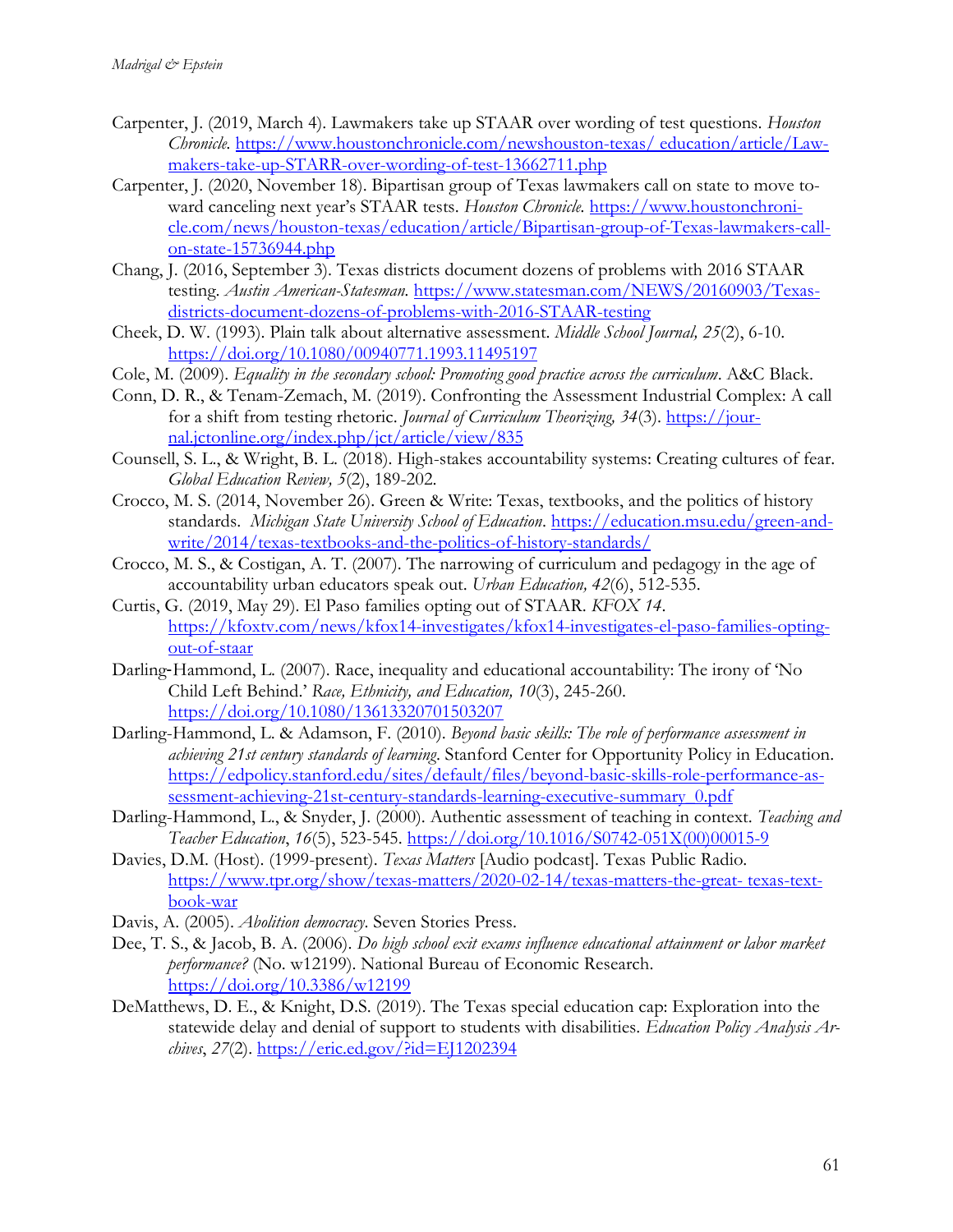Carpenter, J. (2019, March 4). Lawmakers take up STAAR over wording of test questions. *Houston Chronicle.* https://www.houstonchronicle.com/newshouston-texas/ education/article/Lawmakers-take-up-STARR-over-wording-of-test-13662711.php

Carpenter, J. (2020, November 18). Bipartisan group of Texas lawmakers call on state to move toward canceling next year's STAAR tests. *Houston Chronicle.* https://www.houstonchronicle.com/news/houston-texas/education/article/Bipartisan-group-of-Texas-lawmakers-call-on-state-15736944.php

Chang, J. (2016, September 3). Texas districts document dozens of problems with 2016 STAAR testing. *Austin American-Statesman.* https://www.statesman.com/NEWS/20160903/Texas-districts-document-dozens-of-problems-with-2016-STAAR-testing

Cheek, D. W. (1993). Plain talk about alternative assessment. *Middle School Journal, 25*(2), 6-10. https://doi.org/10.1080/00940771.1993.11495197

Cole, M. (2009). *Equality in the secondary school: Promoting good practice across the curriculum*. A&C Black.

Conn, D. R., & Tenam-Zemach, M. (2019). Confronting the Assessment Industrial Complex: A call for a shift from testing rhetoric. *Journal of Curriculum Theorizing, 34*(3). https://journal.jctonline.org/index.php/jct/article/view/835

Counsell, S. L., & Wright, B. L. (2018). High-stakes accountability systems: Creating cultures of fear. *Global Education Review, 5*(2), 189-202.

Crocco, M. S. (2014, November 26). Green & Write: Texas, textbooks, and the politics of history standards. *Michigan State University School of Education*. https://education.msu.edu/green-and-write/2014/texas-textbooks-and-the-politics-of-history-standards/

Crocco, M. S., & Costigan, A. T. (2007). The narrowing of curriculum and pedagogy in the age of accountability urban educators speak out. *Urban Education, 42*(6), 512-535.

Curtis, G. (2019, May 29). El Paso families opting out of STAAR. *KFOX 14*. https://kfoxtv.com/news/kfox14-investigates/kfox14-investigates-el-paso-families-opting-out-of-staar

Darling-Hammond, L. (2007). Race, inequality and educational accountability: The irony of 'No Child Left Behind.' *Race, Ethnicity, and Education, 10*(3), 245-260. https://doi.org/10.1080/13613320701503207

Darling-Hammond, L. & Adamson, F. (2010). *Beyond basic skills: The role of performance assessment in achieving 21st century standards of learning.* Stanford Center for Opportunity Policy in Education. https://edpolicy.stanford.edu/sites/default/files/beyond-basic-skills-role-performance-assessment-achieving-21st-century-standards-learning-executive-summary_0.pdf

Darling-Hammond, L., & Snyder, J. (2000). Authentic assessment of teaching in context. *Teaching and Teacher Education*, *16*(5), 523-545. https://doi.org/10.1016/S0742-051X(00)00015-9

Davies, D.M. (Host). (1999-present). *Texas Matters* [Audio podcast]. Texas Public Radio. https://www.tpr.org/show/texas-matters/2020-02-14/texas-matters-the-great- texas-textbook-war

Davis, A. (2005). *Abolition democracy*. Seven Stories Press.

Dee, T. S., & Jacob, B. A. (2006). *Do high school exit exams influence educational attainment or labor market performance?* (No. w12199). National Bureau of Economic Research. https://doi.org/10.3386/w12199

DeMatthews, D. E., & Knight, D.S. (2019). The Texas special education cap: Exploration into the statewide delay and denial of support to students with disabilities. *Education Policy Analysis Archives*, *27*(2). https://eric.ed.gov/?id=EJ1202394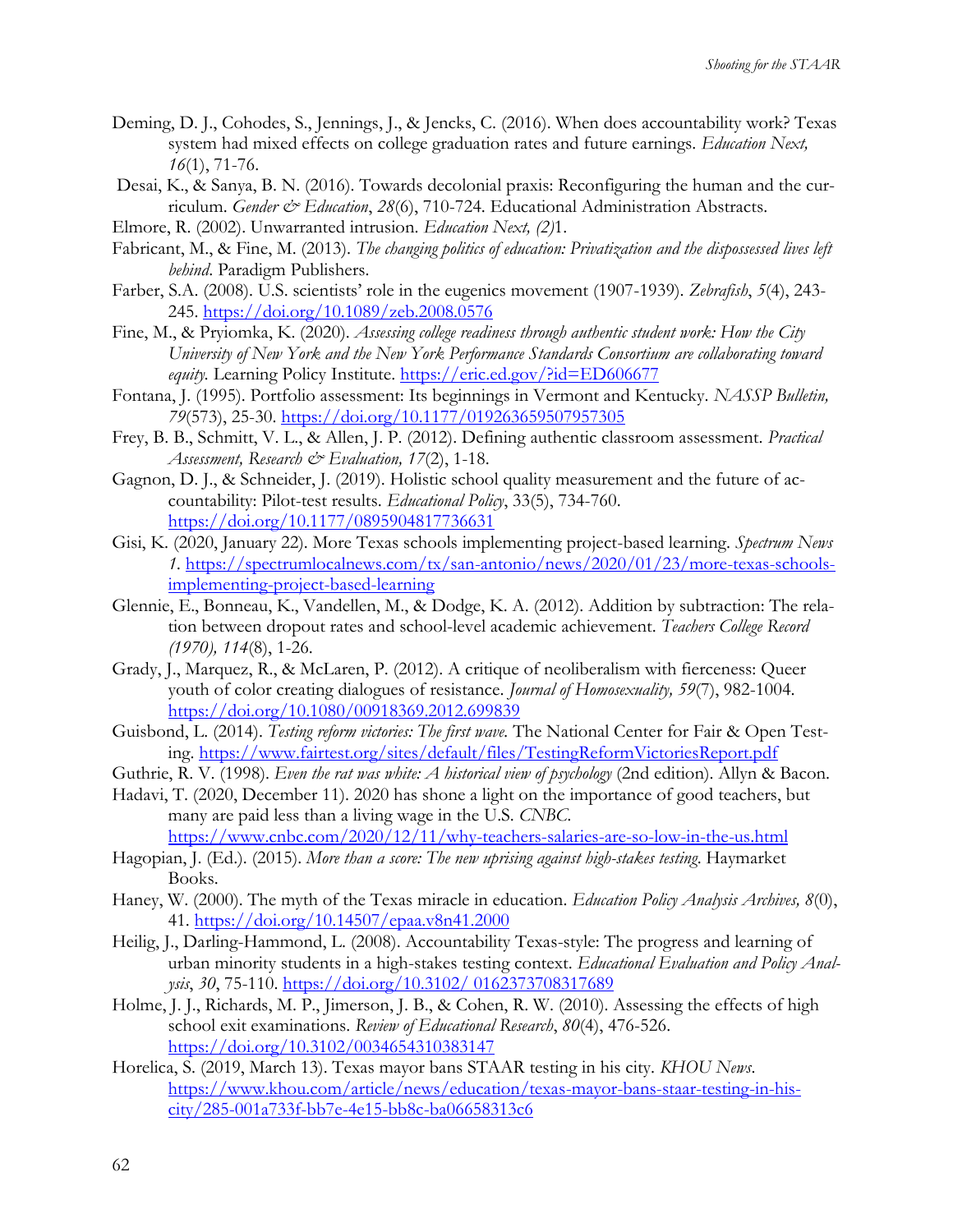Deming, D. J., Cohodes, S., Jennings, J., & Jencks, C. (2016). When does accountability work? Texas system had mixed effects on college graduation rates and future earnings. *Education Next, 16*(1), 71-76.

Desai, K., & Sanya, B. N. (2016). Towards decolonial praxis: Reconfiguring the human and the curriculum. *Gender & Education*, *28*(6), 710-724. Educational Administration Abstracts.

Elmore, R. (2002). Unwarranted intrusion. *Education Next, (2)*1.

Fabricant, M., & Fine, M. (2013). *The changing politics of education: Privatization and the dispossessed lives left behind*. Paradigm Publishers.

Farber, S.A. (2008). U.S. scientists' role in the eugenics movement (1907-1939). *Zebrafish*, *5*(4), 243-245. https://doi.org/10.1089/zeb.2008.0576

Fine, M., & Pryiomka, K. (2020). *Assessing college readiness through authentic student work: How the City University of New York and the New York Performance Standards Consortium are collaborating toward equity.* Learning Policy Institute. https://eric.ed.gov/?id=ED606677

Fontana, J. (1995). Portfolio assessment: Its beginnings in Vermont and Kentucky. *NASSP Bulletin, 79*(573), 25-30. https://doi.org/10.1177/019263659507957305

Frey, B. B., Schmitt, V. L., & Allen, J. P. (2012). Defining authentic classroom assessment. *Practical Assessment, Research & Evaluation, 17*(2), 1-18.

Gagnon, D. J., & Schneider, J. (2019). Holistic school quality measurement and the future of accountability: Pilot-test results. *Educational Policy*, 33(5), 734-760. https://doi.org/10.1177/0895904817736631

Gisi, K. (2020, January 22). More Texas schools implementing project-based learning. *Spectrum News 1*. https://spectrumlocalnews.com/tx/san-antonio/news/2020/01/23/more-texas-schools-implementing-project-based-learning

Glennie, E., Bonneau, K., Vandellen, M., & Dodge, K. A. (2012). Addition by subtraction: The relation between dropout rates and school-level academic achievement. *Teachers College Record (1970), 114*(8), 1-26.

Grady, J., Marquez, R., & McLaren, P. (2012). A critique of neoliberalism with fierceness: Queer youth of color creating dialogues of resistance. *Journal of Homosexuality, 59*(7), 982-1004. https://doi.org/10.1080/00918369.2012.699839

Guisbond, L. (2014). *Testing reform victories: The first wave.* The National Center for Fair & Open Testing. https://www.fairtest.org/sites/default/files/TestingReformVictoriesReport.pdf

Guthrie, R. V. (1998). *Even the rat was white: A historical view of psychology* (2nd edition). Allyn & Bacon.

Hadavi, T. (2020, December 11). 2020 has shone a light on the importance of good teachers, but many are paid less than a living wage in the U.S. *CNBC*. https://www.cnbc.com/2020/12/11/why-teachers-salaries-are-so-low-in-the-us.html

Hagopian, J. (Ed.). (2015). *More than a score: The new uprising against high-stakes testing*. Haymarket Books.

Haney, W. (2000). The myth of the Texas miracle in education. *Education Policy Analysis Archives, 8*(0), 41. https://doi.org/10.14507/epaa.v8n41.2000

Heilig, J., Darling-Hammond, L. (2008). Accountability Texas-style: The progress and learning of urban minority students in a high-stakes testing context. *Educational Evaluation and Policy Analysis*, *30*, 75-110. https://doi.org/10.3102/ 0162373708317689

Holme, J. J., Richards, M. P., Jimerson, J. B., & Cohen, R. W. (2010). Assessing the effects of high school exit examinations. *Review of Educational Research*, *80*(4), 476-526. https://doi.org/10.3102/0034654310383147

Horelica, S. (2019, March 13). Texas mayor bans STAAR testing in his city. *KHOU News*. https://www.khou.com/article/news/education/texas-mayor-bans-staar-testing-in-his-city/285-001a733f-bb7e-4e15-bb8c-ba06658313c6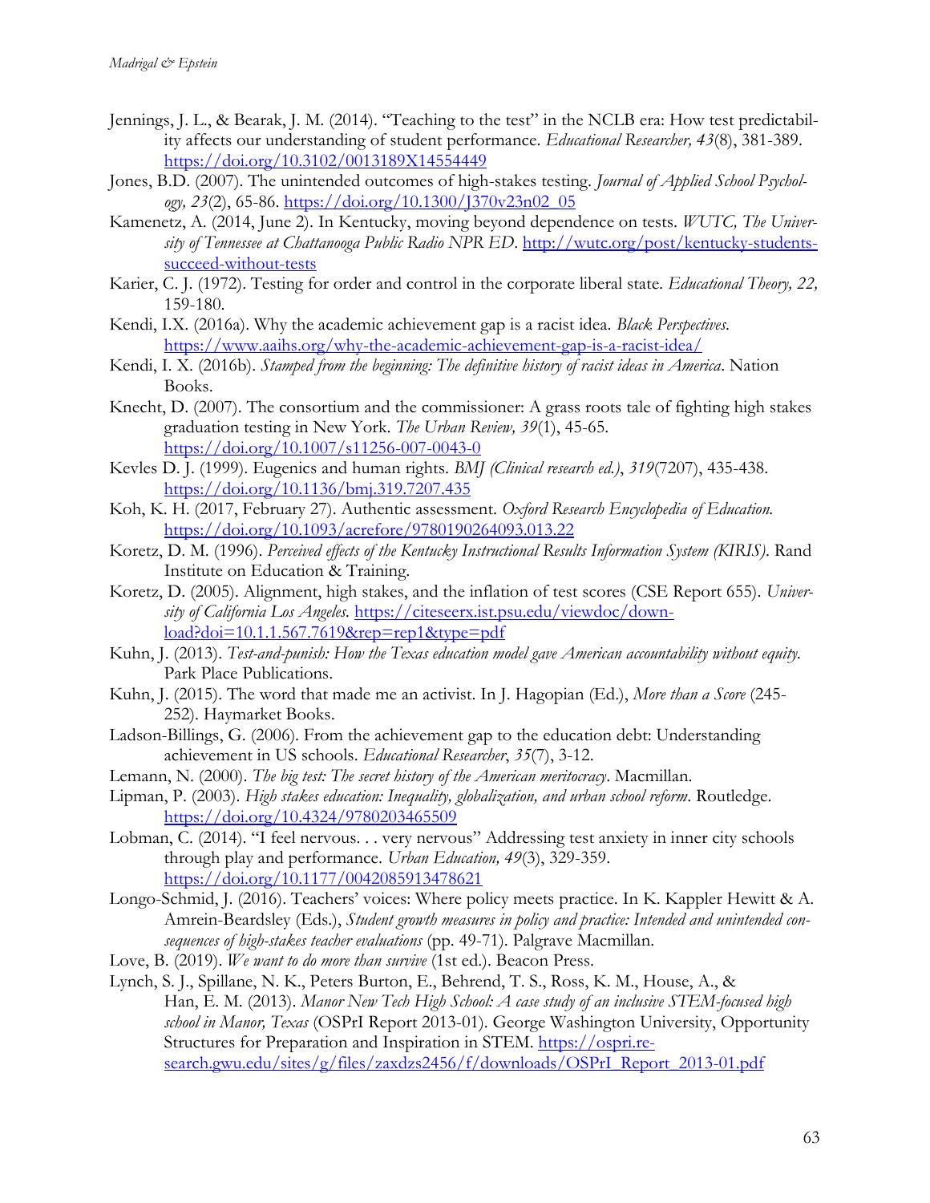Jennings, J. L., & Bearak, J. M. (2014). "Teaching to the test" in the NCLB era: How test predictability affects our understanding of student performance. *Educational Researcher, 43*(8), 381-389. https://doi.org/10.3102/0013189X14554449

Jones, B.D. (2007). The unintended outcomes of high-stakes testing. *Journal of Applied School Psychology, 23*(2), 65-86. https://doi.org/10.1300/J370v23n02_05

Kamenetz, A. (2014, June 2). In Kentucky, moving beyond dependence on tests. *WUTC, The University of Tennessee at Chattanooga Public Radio NPR ED*. http://wutc.org/post/kentucky-students-succeed-without-tests

Karier, C. J. (1972). Testing for order and control in the corporate liberal state. *Educational Theory, 22,* 159-180.

Kendi, I.X. (2016a). Why the academic achievement gap is a racist idea. *Black Perspectives.* https://www.aaihs.org/why-the-academic-achievement-gap-is-a-racist-idea/

Kendi, I. X. (2016b). *Stamped from the beginning: The definitive history of racist ideas in America*. Nation Books.

Knecht, D. (2007). The consortium and the commissioner: A grass roots tale of fighting high stakes graduation testing in New York. *The Urban Review, 39*(1), 45-65. https://doi.org/10.1007/s11256-007-0043-0

Kevles D. J. (1999). Eugenics and human rights. *BMJ (Clinical research ed.)*, *319*(7207), 435-438. https://doi.org/10.1136/bmj.319.7207.435

Koh, K. H. (2017, February 27). Authentic assessment. *Oxford Research Encyclopedia of Education.* https://doi.org/10.1093/acrefore/9780190264093.013.22

Koretz, D. M. (1996). *Perceived effects of the Kentucky Instructional Results Information System (KIRIS)*. Rand Institute on Education & Training.

Koretz, D. (2005). Alignment, high stakes, and the inflation of test scores (CSE Report 655). *University of California Los Angeles.* https://citeseerx.ist.psu.edu/viewdoc/download?doi=10.1.1.567.7619&rep=rep1&type=pdf

Kuhn, J. (2013). *Test-and-punish: How the Texas education model gave American accountability without equity.* Park Place Publications.

Kuhn, J. (2015). The word that made me an activist. In J. Hagopian (Ed.), *More than a Score* (245-252). Haymarket Books.

Ladson-Billings, G. (2006). From the achievement gap to the education debt: Understanding achievement in US schools. *Educational Researcher*, *35*(7), 3-12.

Lemann, N. (2000). *The big test: The secret history of the American meritocracy*. Macmillan.

Lipman, P. (2003). *High stakes education: Inequality, globalization, and urban school reform*. Routledge. https://doi.org/10.4324/9780203465509

Lobman, C. (2014). "I feel nervous. . . very nervous" Addressing test anxiety in inner city schools through play and performance. *Urban Education, 49*(3), 329-359. https://doi.org/10.1177/0042085913478621

Longo-Schmid, J. (2016). Teachers' voices: Where policy meets practice. In K. Kappler Hewitt & A. Amrein-Beardsley (Eds.), *Student growth measures in policy and practice: Intended and unintended consequences of high-stakes teacher evaluations* (pp. 49-71). Palgrave Macmillan.

Love, B. (2019). *We want to do more than survive* (1st ed.). Beacon Press.

Lynch, S. J., Spillane, N. K., Peters Burton, E., Behrend, T. S., Ross, K. M., House, A., & Han, E. M. (2013). *Manor New Tech High School: A case study of an inclusive STEM-focused high school in Manor, Texas* (OSPrI Report 2013-01). George Washington University, Opportunity Structures for Preparation and Inspiration in STEM. https://ospri.research.gwu.edu/sites/g/files/zaxdzs2456/f/downloads/OSPrI_Report_2013-01.pdf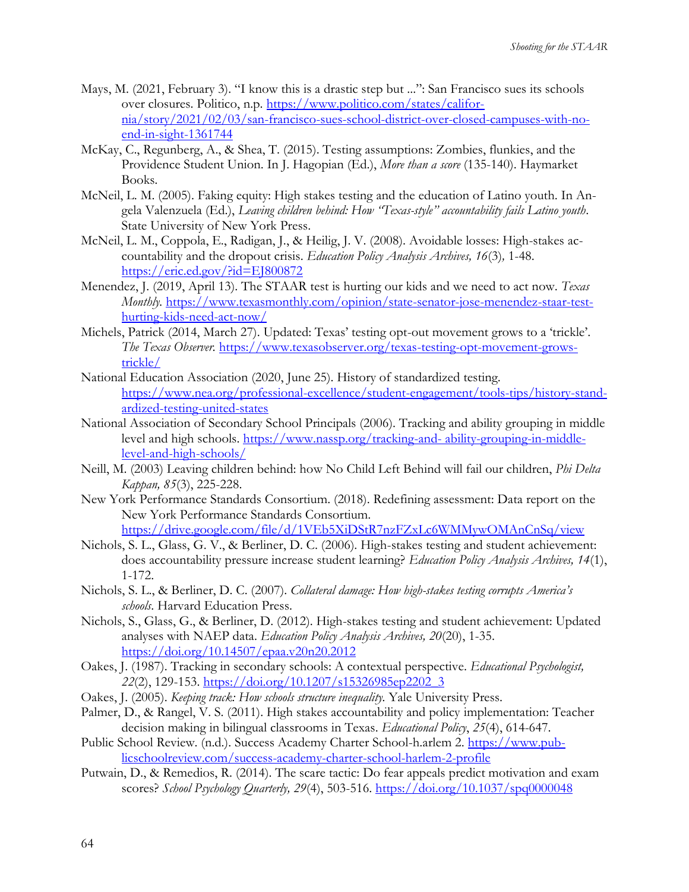Mays, M. (2021, February 3). “I know this is a drastic step but ...”: San Francisco sues its schools over closures. Politico, n.p. https://www.politico.com/states/california/story/2021/02/03/san-francisco-sues-school-district-over-closed-campuses-with-no-end-in-sight-1361744

McKay, C., Regunberg, A., & Shea, T. (2015). Testing assumptions: Zombies, flunkies, and the Providence Student Union. In J. Hagopian (Ed.), *More than a score* (135-140). Haymarket Books.

McNeil, L. M. (2005). Faking equity: High stakes testing and the education of Latino youth. In Angela Valenzuela (Ed.), *Leaving children behind: How “Texas-style” accountability fails Latino youth*. State University of New York Press.

McNeil, L. M., Coppola, E., Radigan, J., & Heilig, J. V. (2008). Avoidable losses: High-stakes accountability and the dropout crisis. *Education Policy Analysis Archives, 16*(3), 1-48. https://eric.ed.gov/?id=EJ800872

Menendez, J. (2019, April 13). The STAAR test is hurting our kids and we need to act now. *Texas Monthly*. https://www.texasmonthly.com/opinion/state-senator-jose-menendez-staar-test-hurting-kids-need-act-now/

Michels, Patrick (2014, March 27). Updated: Texas’ testing opt-out movement grows to a ‘trickle’. *The Texas Observer*. https://www.texasobserver.org/texas-testing-opt-movement-grows-trickle/

National Education Association (2020, June 25). History of standardized testing. https://www.nea.org/professional-excellence/student-engagement/tools-tips/history-standardized-testing-united-states

National Association of Secondary School Principals (2006). Tracking and ability grouping in middle level and high schools. https://www.nassp.org/tracking-and- ability-grouping-in-middle-level-and-high-schools/

Neill, M. (2003) Leaving children behind: how No Child Left Behind will fail our children, *Phi Delta Kappan, 85*(3), 225-228.

New York Performance Standards Consortium. (2018). Redefining assessment: Data report on the New York Performance Standards Consortium. https://drive.google.com/file/d/1VEb5XiDStR7nzFZxLc6WMMywOMAnCnSq/view

Nichols, S. L., Glass, G. V., & Berliner, D. C. (2006). High-stakes testing and student achievement: does accountability pressure increase student learning? *Education Policy Analysis Archives, 14*(1), 1-172.

Nichols, S. L., & Berliner, D. C. (2007). *Collateral damage: How high-stakes testing corrupts America’s schools*. Harvard Education Press.

Nichols, S., Glass, G., & Berliner, D. (2012). High-stakes testing and student achievement: Updated analyses with NAEP data. *Education Policy Analysis Archives, 20*(20), 1-35. https://doi.org/10.14507/epaa.v20n20.2012

Oakes, J. (1987). Tracking in secondary schools: A contextual perspective. *Educational Psychologist, 22*(2), 129-153. https://doi.org/10.1207/s15326985ep2202_3

Oakes, J. (2005). *Keeping track: How schools structure inequality*. Yale University Press.

Palmer, D., & Rangel, V. S. (2011). High stakes accountability and policy implementation: Teacher decision making in bilingual classrooms in Texas. *Educational Policy*, *25*(4), 614-647.

Public School Review. (n.d.). Success Academy Charter School-h.arlem 2. https://www.publicschoolreview.com/success-academy-charter-school-harlem-2-profile

Putwain, D., & Remedios, R. (2014). The scare tactic: Do fear appeals predict motivation and exam scores? *School Psychology Quarterly, 29*(4), 503-516. https://doi.org/10.1037/spq0000048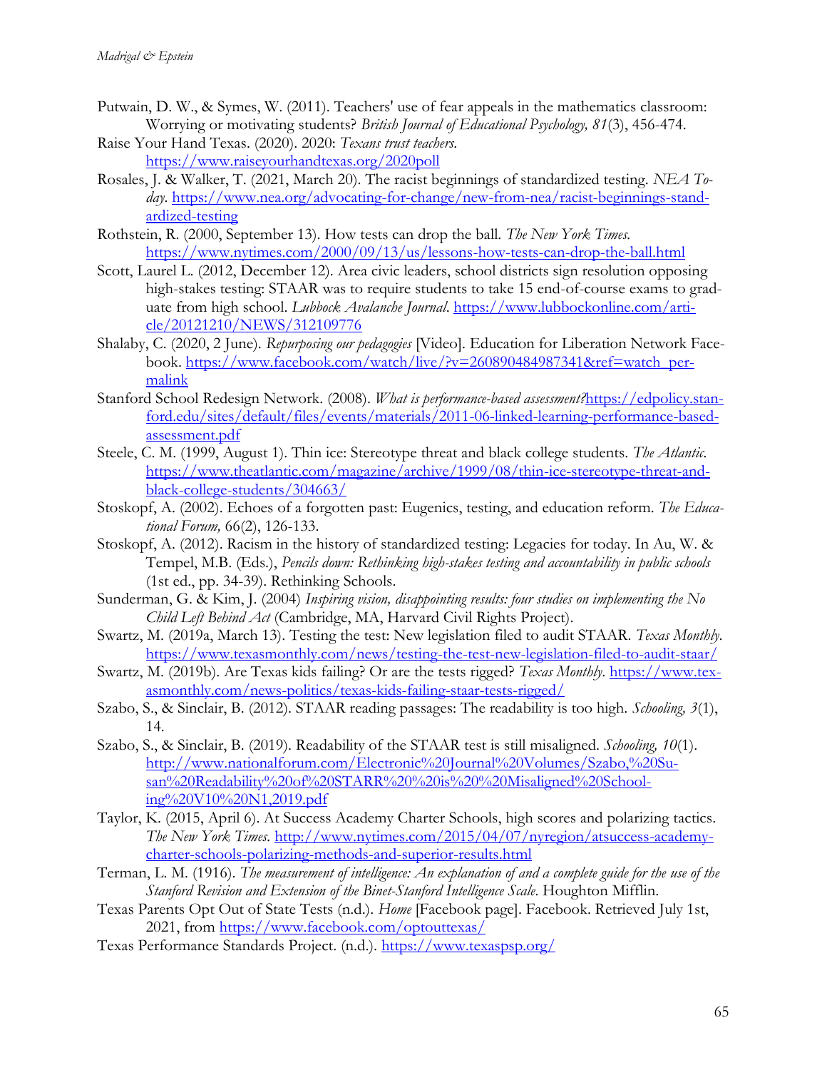Putwain, D. W., & Symes, W. (2011). Teachers' use of fear appeals in the mathematics classroom: Worrying or motivating students? *British Journal of Educational Psychology, 81*(3), 456-474.

Raise Your Hand Texas. (2020). 2020: *Texans trust teachers*. https://www.raiseyourhandtexas.org/2020poll

Rosales, J. & Walker, T. (2021, March 20). The racist beginnings of standardized testing. *NEA Today*. https://www.nea.org/advocating-for-change/new-from-nea/racist-beginnings-standardized-testing

Rothstein, R. (2000, September 13). How tests can drop the ball. *The New York Times*. https://www.nytimes.com/2000/09/13/us/lessons-how-tests-can-drop-the-ball.html

Scott, Laurel L. (2012, December 12). Area civic leaders, school districts sign resolution opposing high-stakes testing: STAAR was to require students to take 15 end-of-course exams to graduate from high school. *Lubbock Avalanche Journal*. https://www.lubbockonline.com/article/20121210/NEWS/312109776

Shalaby, C. (2020, 2 June). *Repurposing our pedagogies* [Video]. Education for Liberation Network Facebook. https://www.facebook.com/watch/live/?v=260890484987341&ref=watch_permalink

Stanford School Redesign Network. (2008). *What is performance-based assessment?*https://edpolicy.stanford.edu/sites/default/files/events/materials/2011-06-linked-learning-performance-based-assessment.pdf

Steele, C. M. (1999, August 1). Thin ice: Stereotype threat and black college students. *The Atlantic*. https://www.theatlantic.com/magazine/archive/1999/08/thin-ice-stereotype-threat-and-black-college-students/304663/

Stoskopf, A. (2002). Echoes of a forgotten past: Eugenics, testing, and education reform. *The Educational Forum,* 66(2), 126-133.

Stoskopf, A. (2012). Racism in the history of standardized testing: Legacies for today. In Au, W. & Tempel, M.B. (Eds.), *Pencils down: Rethinking high-stakes testing and accountability in public schools* (1st ed., pp. 34-39). Rethinking Schools.

Sunderman, G. & Kim, J. (2004) *Inspiring vision, disappointing results: four studies on implementing the No Child Left Behind Act* (Cambridge, MA, Harvard Civil Rights Project).

Swartz, M. (2019a, March 13). Testing the test: New legislation filed to audit STAAR. *Texas Monthly*. https://www.texasmonthly.com/news/testing-the-test-new-legislation-filed-to-audit-staar/

Swartz, M. (2019b). Are Texas kids failing? Or are the tests rigged? *Texas Monthly*. https://www.texasmonthly.com/news-politics/texas-kids-failing-staar-tests-rigged/

Szabo, S., & Sinclair, B. (2012). STAAR reading passages: The readability is too high. *Schooling, 3*(1), 14.

Szabo, S., & Sinclair, B. (2019). Readability of the STAAR test is still misaligned. *Schooling, 10*(1). http://www.nationalforum.com/Electronic%20Journal%20Volumes/Szabo,%20Susan%20Readability%20of%20STARR%20%20is%20%20Misaligned%20Schooling%20V10%20N1,2019.pdf

Taylor, K. (2015, April 6). At Success Academy Charter Schools, high scores and polarizing tactics. *The New York Times*. http://www.nytimes.com/2015/04/07/nyregion/atsuccess-academy-charter-schools-polarizing-methods-and-superior-results.html

Terman, L. M. (1916). *The measurement of intelligence: An explanation of and a complete guide for the use of the Stanford Revision and Extension of the Binet-Stanford Intelligence Scale*. Houghton Mifflin.

Texas Parents Opt Out of State Tests (n.d.). *Home* [Facebook page]. Facebook. Retrieved July 1st, 2021, from https://www.facebook.com/optouttexas/

Texas Performance Standards Project. (n.d.). https://www.texaspsp.org/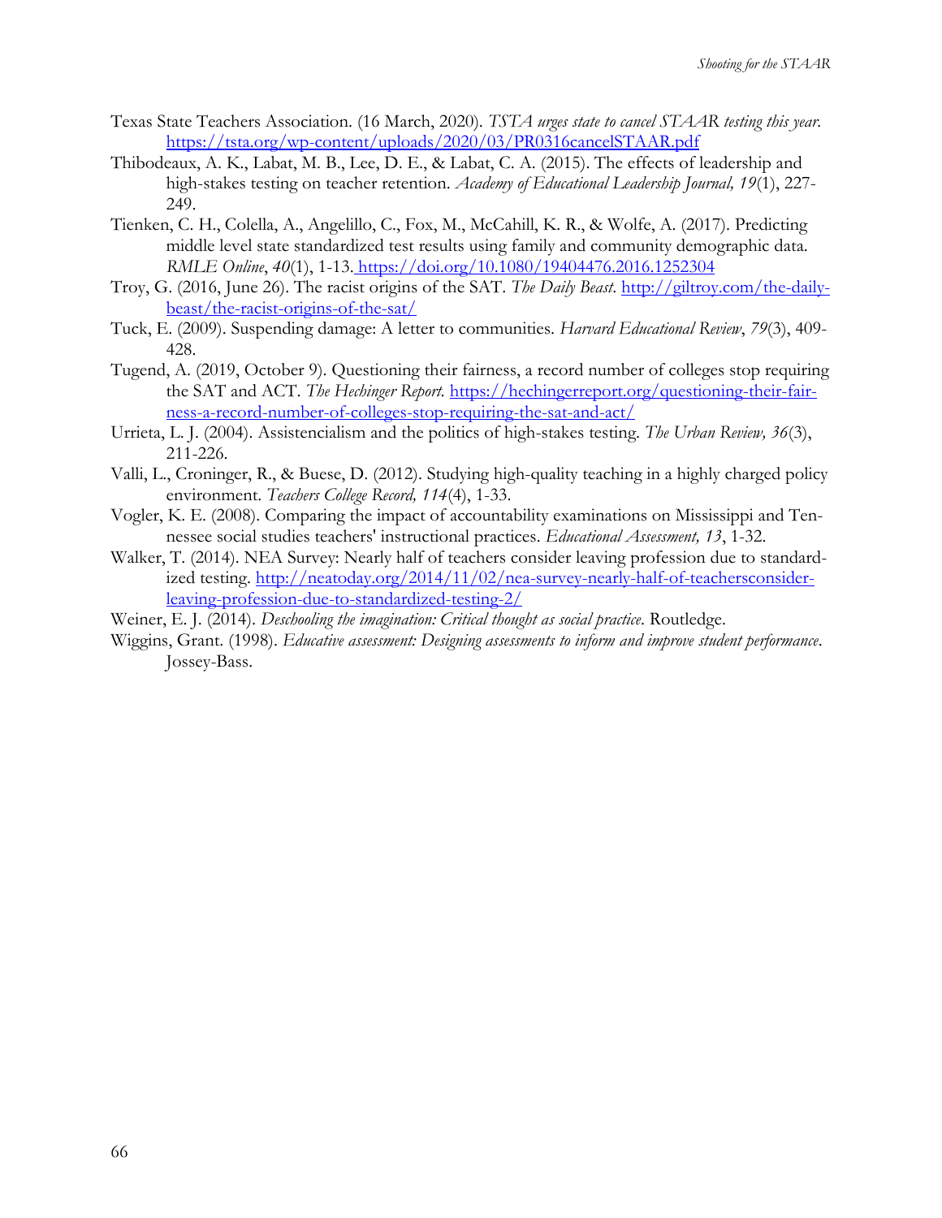Texas State Teachers Association. (16 March, 2020). *TSTA urges state to cancel STAAR testing this year.* https://tsta.org/wp-content/uploads/2020/03/PR0316cancelSTAAR.pdf

Thibodeaux, A. K., Labat, M. B., Lee, D. E., & Labat, C. A. (2015). The effects of leadership and high-stakes testing on teacher retention. *Academy of Educational Leadership Journal, 19*(1), 227-249.

Tienken, C. H., Colella, A., Angelillo, C., Fox, M., McCahill, K. R., & Wolfe, A. (2017). Predicting middle level state standardized test results using family and community demographic data. *RMLE Online*, *40*(1), 1-13. https://doi.org/10.1080/19404476.2016.1252304

Troy, G. (2016, June 26). The racist origins of the SAT. *The Daily Beast.* http://giltroy.com/the-daily-beast/the-racist-origins-of-the-sat/

Tuck, E. (2009). Suspending damage: A letter to communities. *Harvard Educational Review*, *79*(3), 409-428.

Tugend, A. (2019, October 9). Questioning their fairness, a record number of colleges stop requiring the SAT and ACT. *The Hechinger Report.* https://hechingerreport.org/questioning-their-fairness-a-record-number-of-colleges-stop-requiring-the-sat-and-act/

Urrieta, L. J. (2004). Assistencialism and the politics of high-stakes testing. *The Urban Review, 36*(3), 211-226.

Valli, L., Croninger, R., & Buese, D. (2012). Studying high-quality teaching in a highly charged policy environment. *Teachers College Record, 114*(4), 1-33.

Vogler, K. E. (2008). Comparing the impact of accountability examinations on Mississippi and Tennessee social studies teachers' instructional practices. *Educational Assessment, 13*, 1-32.

Walker, T. (2014). NEA Survey: Nearly half of teachers consider leaving profession due to standardized testing. http://neatoday.org/2014/11/02/nea-survey-nearly-half-of-teachersconsider-leaving-profession-due-to-standardized-testing-2/

Weiner, E. J. (2014). *Deschooling the imagination: Critical thought as social practice.* Routledge.

Wiggins, Grant. (1998). *Educative assessment: Designing assessments to inform and improve student performance*. Jossey-Bass.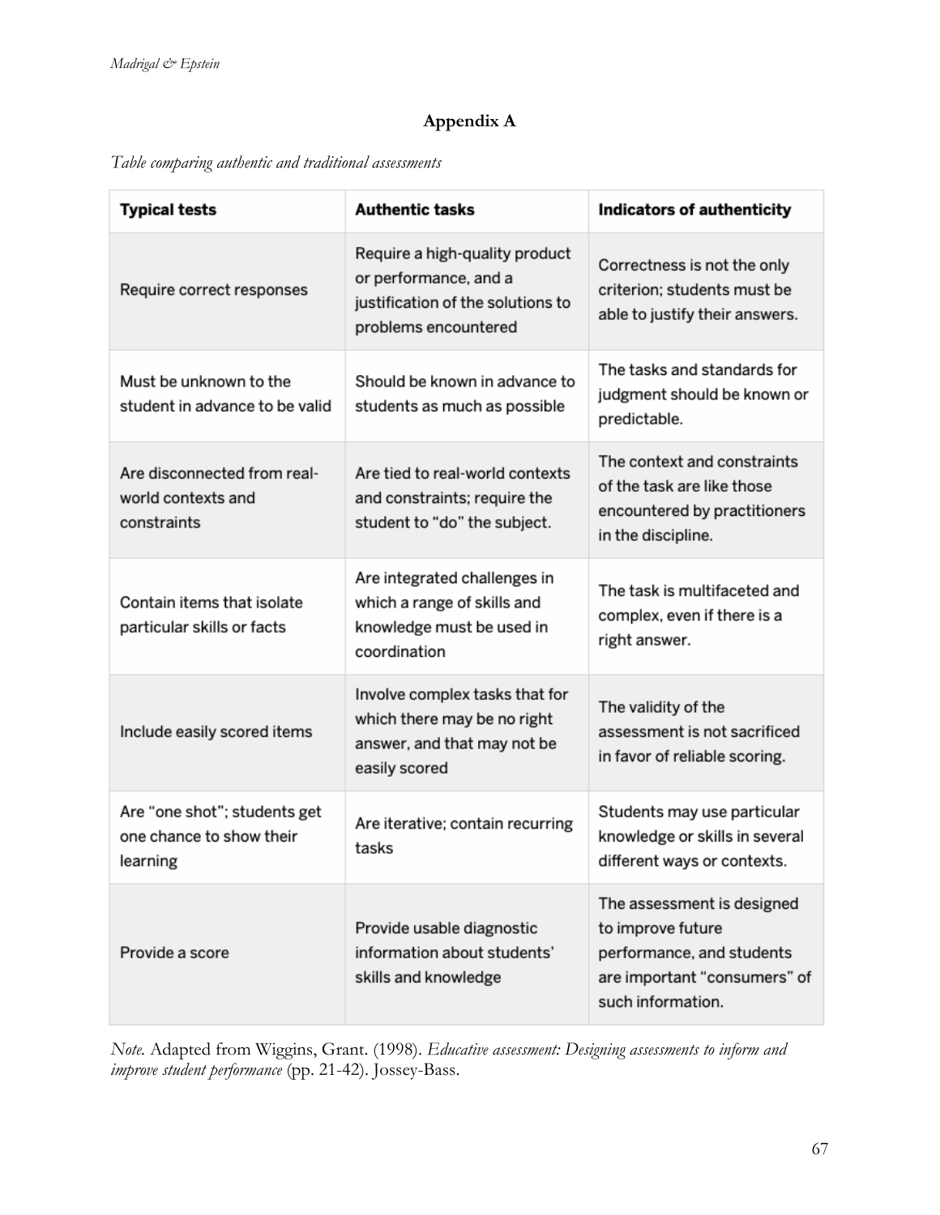## Appendix A

*Table comparing authentic and traditional assessments*

| Typical tests | Authentic tasks | Indicators of authenticity |
| --- | --- | --- |
| Require correct responses | Require a high-quality product or performance, and a justification of the solutions to problems encountered | Correctness is not the only criterion; students must be able to justify their answers. |
| Must be unknown to the student in advance to be valid | Should be known in advance to students as much as possible | The tasks and standards for judgment should be known or predictable. |
| Are disconnected from real-world contexts and constraints | Are tied to real-world contexts and constraints; require the student to "do" the subject. | The context and constraints of the task are like those encountered by practitioners in the discipline. |
| Contain items that isolate particular skills or facts | Are integrated challenges in which a range of skills and knowledge must be used in coordination | The task is multifaceted and complex, even if there is a right answer. |
| Include easily scored items | Involve complex tasks that for which there may be no right answer, and that may not be easily scored | The validity of the assessment is not sacrificed in favor of reliable scoring. |
| Are "one shot"; students get one chance to show their learning | Are iterative; contain recurring tasks | Students may use particular knowledge or skills in several different ways or contexts. |
| Provide a score | Provide usable diagnostic information about students' skills and knowledge | The assessment is designed to improve future performance, and students are important "consumers" of such information. |

*Note.* Adapted from Wiggins, Grant. (1998). *Educative assessment: Designing assessments to inform and improve student performance* (pp. 21-42). Jossey-Bass.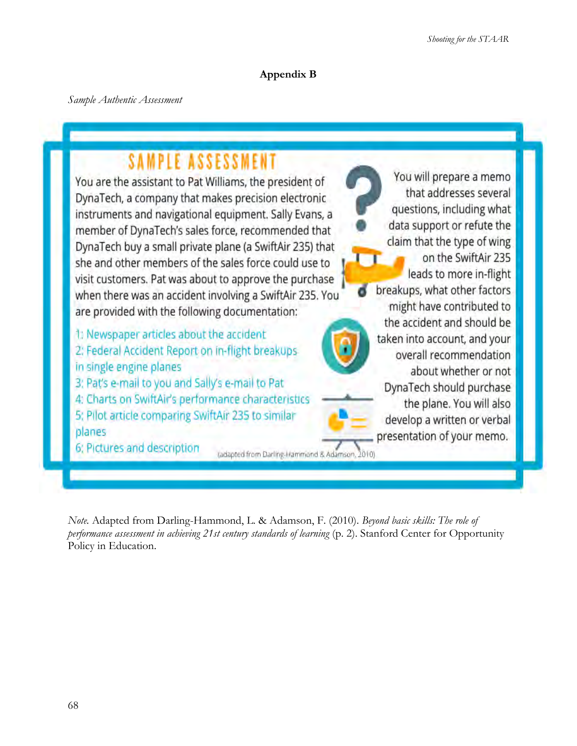**Appendix B**

*Sample Authentic Assessment*

## SAMPLE ASSESSMENT

You are the assistant to Pat Williams, the president of DynaTech, a company that makes precision electronic instruments and navigational equipment. Sally Evans, a member of DynaTech's sales force, recommended that DynaTech buy a small private plane (a SwiftAir 235) that she and other members of the sales force could use to visit customers. Pat was about to approve the purchase when there was an accident involving a SwiftAir 235. You are provided with the following documentation:

1: Newspaper articles about the accident
2: Federal Accident Report on in-flight breakups in single engine planes
3: Pat's e-mail to you and Sally's e-mail to Pat
4: Charts on SwiftAir's performance characteristics
5: Pilot article comparing SwiftAir 235 to similar planes
6: Pictures and description

You will prepare a memo that addresses several questions, including what data support or refute the claim that the type of wing on the SwiftAir 235 leads to more in-flight breakups, what other factors might have contributed to the accident and should be taken into account, and your overall recommendation about whether or not DynaTech should purchase the plane. You will also develop a written or verbal presentation of your memo.

(adapted from Darling-Hammond & Adamson, 2010)

*Note.* Adapted from Darling-Hammond, L. & Adamson, F. (2010). *Beyond basic skills: The role of performance assessment in achieving 21st century standards of learning* (p. 2). Stanford Center for Opportunity Policy in Education.